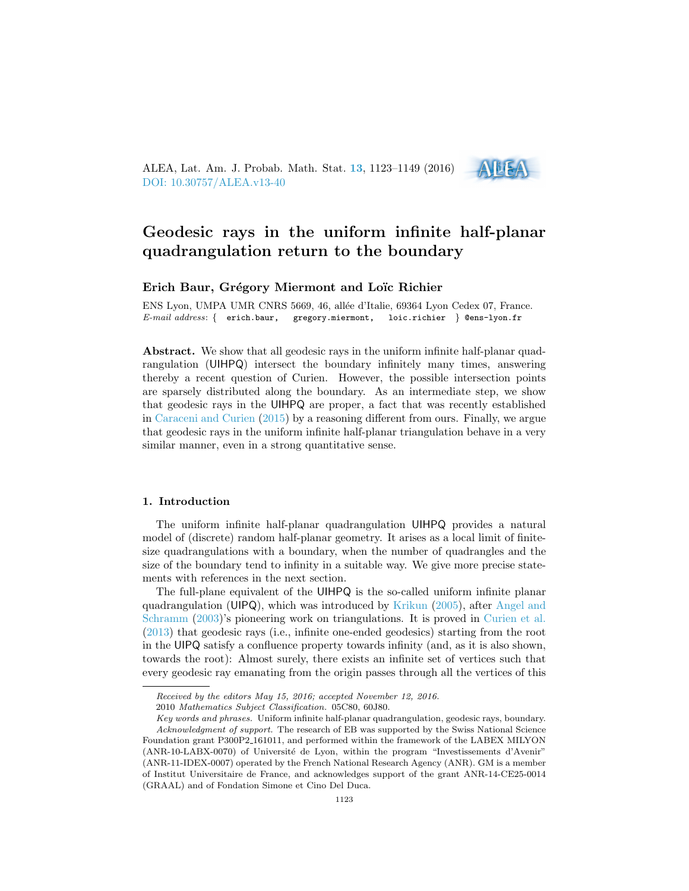# Geodesic rays in the uniform infinite half-planar quadrangulation return to the boundary

**Erich Baur, Grégory Miermont and Loïc Richier**

ENS Lyon, UMPA UMR CNRS 5669, 46, allée d'Italie, 69364 Lyon Cedex 07, France.
*E-mail address*: { erich.baur, gregory.miermont, loic.richier } @ens-lyon.fr

**Abstract.** We show that all geodesic rays in the uniform infinite half-planar quadrangulation (UIHPQ) intersect the boundary infinitely many times, answering thereby a recent question of Curien. However, the possible intersection points are sparsely distributed along the boundary. As an intermediate step, we show that geodesic rays in the UIHPQ are proper, a fact that was recently established in Caraceni and Curien (2015) by a reasoning different from ours. Finally, we argue that geodesic rays in the uniform infinite half-planar triangulation behave in a very similar manner, even in a strong quantitative sense.

## 1. Introduction

The uniform infinite half-planar quadrangulation UIHPQ provides a natural model of (discrete) random half-planar geometry. It arises as a local limit of finite-size quadrangulations with a boundary, when the number of quadrangles and the size of the boundary tend to infinity in a suitable way. We give more precise statements with references in the next section.

The full-plane equivalent of the UIHPQ is the so-called uniform infinite planar quadrangulation (UIPQ), which was introduced by Krikun (2005), after Angel and Schramm (2003)'s pioneering work on triangulations. It is proved in Curien et al. (2013) that geodesic rays (i.e., infinite one-ended geodesics) starting from the root in the UIPQ satisfy a confluence property towards infinity (and, as it is also shown, towards the root): Almost surely, there exists an infinite set of vertices such that every geodesic ray emanating from the origin passes through all the vertices of this

---

*Received by the editors May 15, 2016; accepted November 12, 2016.*

2010 *Mathematics Subject Classification.* 05C80, 60J80.

*Key words and phrases.* Uniform infinite half-planar quadrangulation, geodesic rays, boundary.

*Acknowledgment of support.* The research of EB was supported by the Swiss National Science Foundation grant P300P2_161011, and performed within the framework of the LABEX MILYON (ANR-10-LABX-0070) of Université de Lyon, within the program "Investissements d'Avenir" (ANR-11-IDEX-0007) operated by the French National Research Agency (ANR). GM is a member of Institut Universitaire de France, and acknowledges support of the grant ANR-14-CE25-0014 (GRAAL) and of Fondation Simone et Cino Del Duca.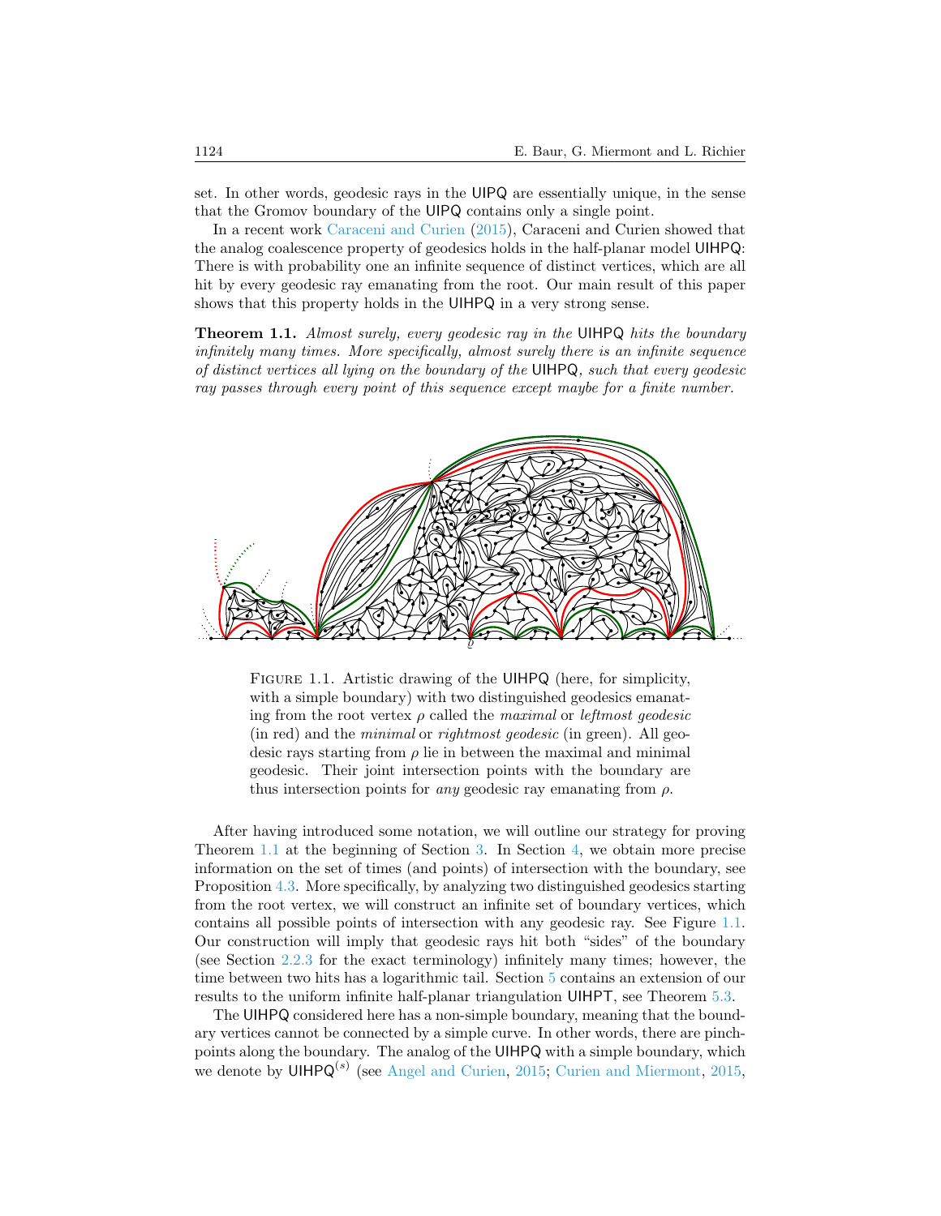set. In other words, geodesic rays in the UIPQ are essentially unique, in the sense that the Gromov boundary of the UIPQ contains only a single point.

In a recent work Caraceni and Curien (2015), Caraceni and Curien showed that the analog coalescence property of geodesics holds in the half-planar model UIHPQ: There is with probability one an infinite sequence of distinct vertices, which are all hit by every geodesic ray emanating from the root. Our main result of this paper shows that this property holds in the UIHPQ in a very strong sense.

**Theorem 1.1.** *Almost surely, every geodesic ray in the* UIHPQ *hits the boundary infinitely many times. More specifically, almost surely there is an infinite sequence of distinct vertices all lying on the boundary of the* UIHPQ*, such that every geodesic ray passes through every point of this sequence except maybe for a finite number.*

FIGURE 1.1. Artistic drawing of the UIHPQ (here, for simplicity, with a simple boundary) with two distinguished geodesics emanating from the root vertex $\rho$ called the *maximal* or *leftmost geodesic* (in red) and the *minimal* or *rightmost geodesic* (in green). All geodesic rays starting from $\rho$ lie in between the maximal and minimal geodesic. Their joint intersection points with the boundary are thus intersection points for *any* geodesic ray emanating from $\rho$.

After having introduced some notation, we will outline our strategy for proving Theorem 1.1 at the beginning of Section 3. In Section 4, we obtain more precise information on the set of times (and points) of intersection with the boundary, see Proposition 4.3. More specifically, by analyzing two distinguished geodesics starting from the root vertex, we will construct an infinite set of boundary vertices, which contains all possible points of intersection with any geodesic ray. See Figure 1.1. Our construction will imply that geodesic rays hit both "sides" of the boundary (see Section 2.2.3 for the exact terminology) infinitely many times; however, the time between two hits has a logarithmic tail. Section 5 contains an extension of our results to the uniform infinite half-planar triangulation UIHPT, see Theorem 5.3.

The UIHPQ considered here has a non-simple boundary, meaning that the boundary vertices cannot be connected by a simple curve. In other words, there are pinch-points along the boundary. The analog of the UIHPQ with a simple boundary, which we denote by $\mathsf{UIHPQ}^{(s)}$ (see Angel and Curien, 2015; Curien and Miermont, 2015,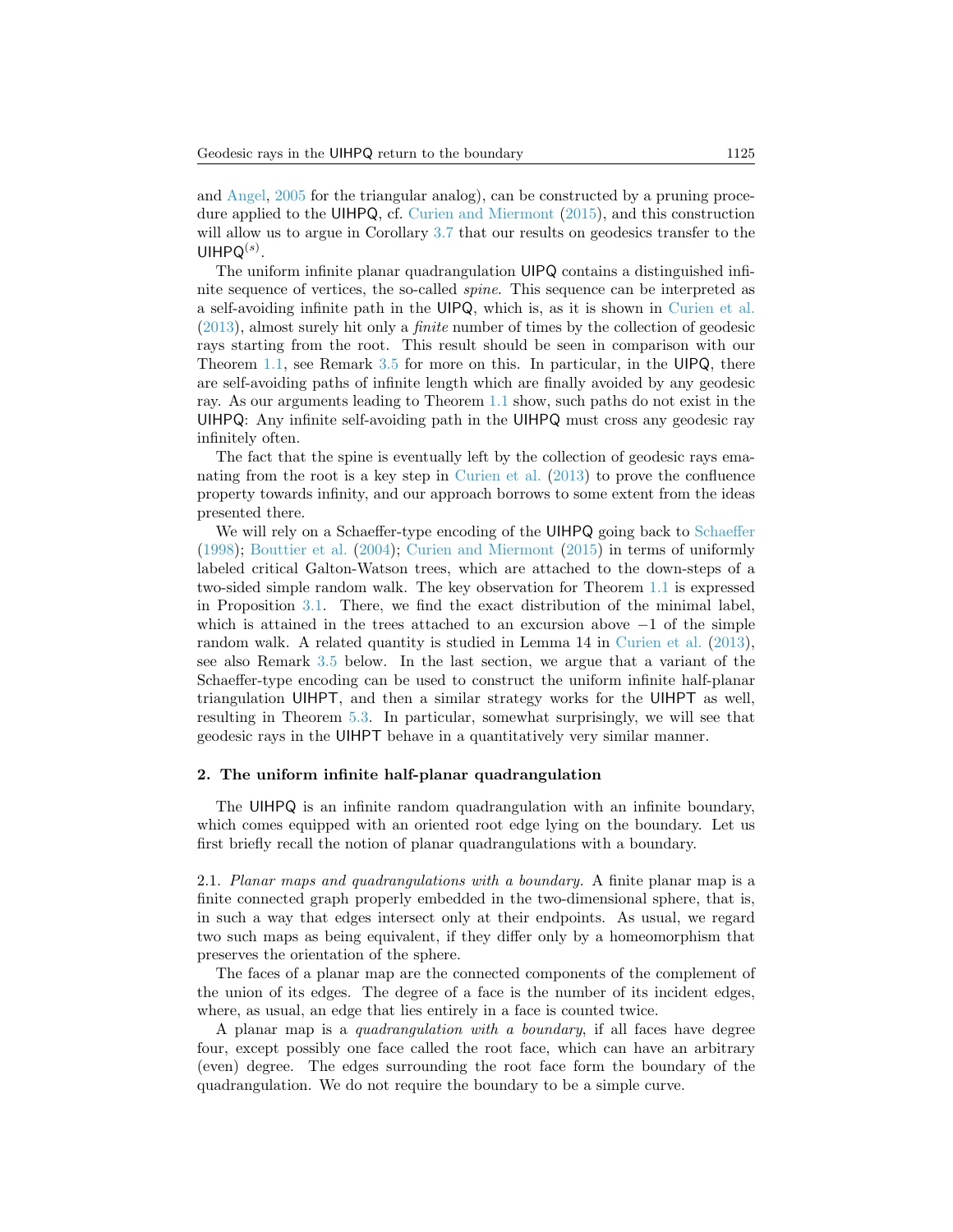and Angel, 2005 for the triangular analog), can be constructed by a pruning procedure applied to the UIHPQ, cf. Curien and Miermont (2015), and this construction will allow us to argue in Corollary 3.7 that our results on geodesics transfer to the $\mathsf{UIHPQ}^{(s)}$.

The uniform infinite planar quadrangulation UIPQ contains a distinguished infinite sequence of vertices, the so-called *spine*. This sequence can be interpreted as a self-avoiding infinite path in the UIPQ, which is, as it is shown in Curien et al. (2013), almost surely hit only a *finite* number of times by the collection of geodesic rays starting from the root. This result should be seen in comparison with our Theorem 1.1, see Remark 3.5 for more on this. In particular, in the UIPQ, there are self-avoiding paths of infinite length which are finally avoided by any geodesic ray. As our arguments leading to Theorem 1.1 show, such paths do not exist in the UIHPQ: Any infinite self-avoiding path in the UIHPQ must cross any geodesic ray infinitely often.

The fact that the spine is eventually left by the collection of geodesic rays emanating from the root is a key step in Curien et al. (2013) to prove the confluence property towards infinity, and our approach borrows to some extent from the ideas presented there.

We will rely on a Schaeffer-type encoding of the UIHPQ going back to Schaeffer (1998); Bouttier et al. (2004); Curien and Miermont (2015) in terms of uniformly labeled critical Galton-Watson trees, which are attached to the down-steps of a two-sided simple random walk. The key observation for Theorem 1.1 is expressed in Proposition 3.1. There, we find the exact distribution of the minimal label, which is attained in the trees attached to an excursion above $-1$ of the simple random walk. A related quantity is studied in Lemma 14 in Curien et al. (2013), see also Remark 3.5 below. In the last section, we argue that a variant of the Schaeffer-type encoding can be used to construct the uniform infinite half-planar triangulation UIHPT, and then a similar strategy works for the UIHPT as well, resulting in Theorem 5.3. In particular, somewhat surprisingly, we will see that geodesic rays in the UIHPT behave in a quantitatively very similar manner.

## 2. The uniform infinite half-planar quadrangulation

The UIHPQ is an infinite random quadrangulation with an infinite boundary, which comes equipped with an oriented root edge lying on the boundary. Let us first briefly recall the notion of planar quadrangulations with a boundary.

2.1. *Planar maps and quadrangulations with a boundary.* A finite planar map is a finite connected graph properly embedded in the two-dimensional sphere, that is, in such a way that edges intersect only at their endpoints. As usual, we regard two such maps as being equivalent, if they differ only by a homeomorphism that preserves the orientation of the sphere.

The faces of a planar map are the connected components of the complement of the union of its edges. The degree of a face is the number of its incident edges, where, as usual, an edge that lies entirely in a face is counted twice.

A planar map is a *quadrangulation with a boundary*, if all faces have degree four, except possibly one face called the root face, which can have an arbitrary (even) degree. The edges surrounding the root face form the boundary of the quadrangulation. We do not require the boundary to be a simple curve.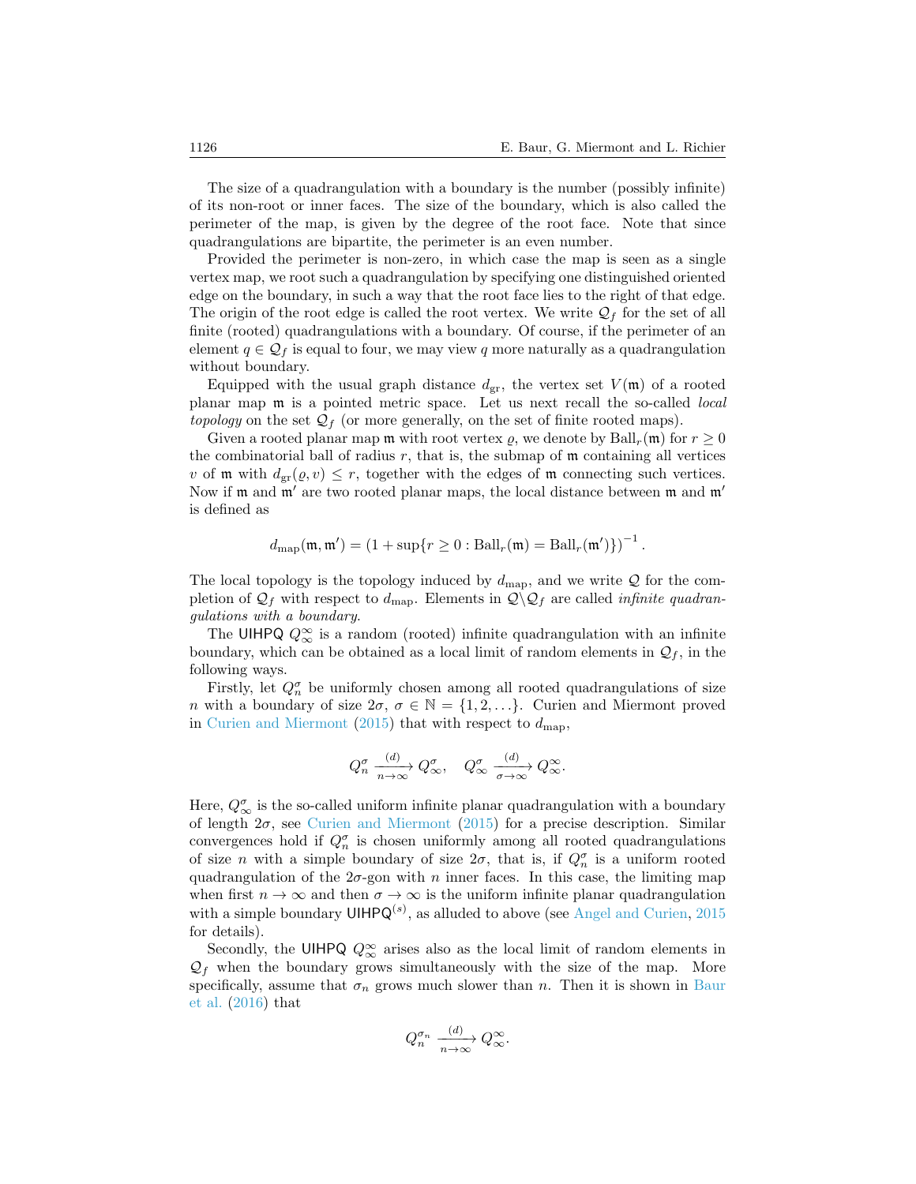The size of a quadrangulation with a boundary is the number (possibly infinite) of its non-root or inner faces. The size of the boundary, which is also called the perimeter of the map, is given by the degree of the root face. Note that since quadrangulations are bipartite, the perimeter is an even number.

Provided the perimeter is non-zero, in which case the map is seen as a single vertex map, we root such a quadrangulation by specifying one distinguished oriented edge on the boundary, in such a way that the root face lies to the right of that edge. The origin of the root edge is called the root vertex. We write $\mathcal{Q}_f$ for the set of all finite (rooted) quadrangulations with a boundary. Of course, if the perimeter of an element $q \in \mathcal{Q}_f$ is equal to four, we may view $q$ more naturally as a quadrangulation without boundary.

Equipped with the usual graph distance $d_{\mathrm{gr}}$, the vertex set $V(\mathfrak{m})$ of a rooted planar map $\mathfrak{m}$ is a pointed metric space. Let us next recall the so-called *local topology* on the set $\mathcal{Q}_f$ (or more generally, on the set of finite rooted maps).

Given a rooted planar map $\mathfrak{m}$ with root vertex $\varrho$, we denote by $\mathrm{Ball}_r(\mathfrak{m})$ for $r \geq 0$ the combinatorial ball of radius $r$, that is, the submap of $\mathfrak{m}$ containing all vertices $v$ of $\mathfrak{m}$ with $d_{\mathrm{gr}}(\varrho, v) \leq r$, together with the edges of $\mathfrak{m}$ connecting such vertices. Now if $\mathfrak{m}$ and $\mathfrak{m}'$ are two rooted planar maps, the local distance between $\mathfrak{m}$ and $\mathfrak{m}'$ is defined as

$$d_{\mathrm{map}}(\mathfrak{m}, \mathfrak{m}') = \left(1 + \sup\{r \geq 0 : \mathrm{Ball}_r(\mathfrak{m}) = \mathrm{Ball}_r(\mathfrak{m}')\}\right)^{-1}.$$

The local topology is the topology induced by $d_{\mathrm{map}}$, and we write $\mathcal{Q}$ for the completion of $\mathcal{Q}_f$ with respect to $d_{\mathrm{map}}$. Elements in $\mathcal{Q} \backslash \mathcal{Q}_f$ are called *infinite quadrangulations with a boundary*.

The $\mathsf{UIHPQ}$ $Q_\infty^\infty$ is a random (rooted) infinite quadrangulation with an infinite boundary, which can be obtained as a local limit of random elements in $\mathcal{Q}_f$, in the following ways.

Firstly, let $Q_n^\sigma$ be uniformly chosen among all rooted quadrangulations of size $n$ with a boundary of size $2\sigma$, $\sigma \in \mathbb{N} = \{1, 2, \ldots\}$. Curien and Miermont proved in Curien and Miermont (2015) that with respect to $d_{\mathrm{map}}$,

$$Q_n^\sigma \xrightarrow[n\to\infty]{(d)} Q_\infty^\sigma, \quad Q_\infty^\sigma \xrightarrow[\sigma\to\infty]{(d)} Q_\infty^\infty.$$

Here, $Q_\infty^\sigma$ is the so-called uniform infinite planar quadrangulation with a boundary of length $2\sigma$, see Curien and Miermont (2015) for a precise description. Similar convergences hold if $Q_n^\sigma$ is chosen uniformly among all rooted quadrangulations of size $n$ with a simple boundary of size $2\sigma$, that is, if $Q_n^\sigma$ is a uniform rooted quadrangulation of the $2\sigma$-gon with $n$ inner faces. In this case, the limiting map when first $n \to \infty$ and then $\sigma \to \infty$ is the uniform infinite planar quadrangulation with a simple boundary $\mathsf{UIHPQ}^{(s)}$, as alluded to above (see Angel and Curien, 2015 for details).

Secondly, the $\mathsf{UIHPQ}$ $Q_\infty^\infty$ arises also as the local limit of random elements in $\mathcal{Q}_f$ when the boundary grows simultaneously with the size of the map. More specifically, assume that $\sigma_n$ grows much slower than $n$. Then it is shown in Baur et al. (2016) that

$$Q_n^{\sigma_n} \xrightarrow[n\to\infty]{(d)} Q_\infty^\infty.$$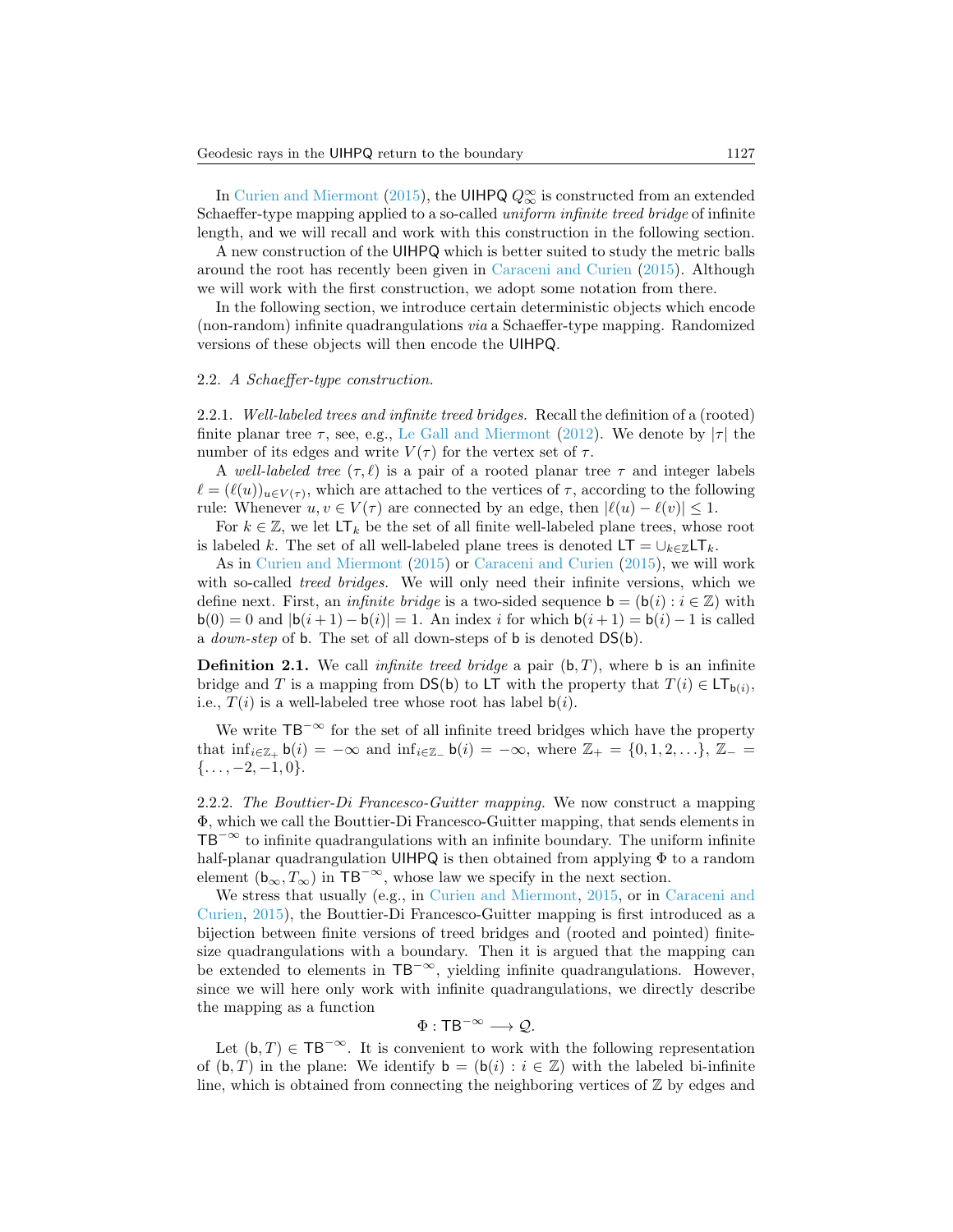In Curien and Miermont (2015), the UIHPQ $Q_\infty^\infty$ is constructed from an extended Schaeffer-type mapping applied to a so-called *uniform infinite treed bridge* of infinite length, and we will recall and work with this construction in the following section.

A new construction of the UIHPQ which is better suited to study the metric balls around the root has recently been given in Caraceni and Curien (2015). Although we will work with the first construction, we adopt some notation from there.

In the following section, we introduce certain deterministic objects which encode (non-random) infinite quadrangulations *via* a Schaeffer-type mapping. Randomized versions of these objects will then encode the UIHPQ.

### 2.2. *A Schaeffer-type construction.*

2.2.1. *Well-labeled trees and infinite treed bridges.* Recall the definition of a (rooted) finite planar tree $\tau$, see, e.g., Le Gall and Miermont (2012). We denote by $|\tau|$ the number of its edges and write $V(\tau)$ for the vertex set of $\tau$.

A *well-labeled tree* $(\tau, \ell)$ is a pair of a rooted planar tree $\tau$ and integer labels $\ell = (\ell(u))_{u \in V(\tau)}$, which are attached to the vertices of $\tau$, according to the following rule: Whenever $u, v \in V(\tau)$ are connected by an edge, then $|\ell(u) - \ell(v)| \leq 1$.

For $k \in \mathbb{Z}$, we let $\mathsf{LT}_k$ be the set of all finite well-labeled plane trees, whose root is labeled $k$. The set of all well-labeled plane trees is denoted $\mathsf{LT} = \cup_{k \in \mathbb{Z}} \mathsf{LT}_k$.

As in Curien and Miermont (2015) or Caraceni and Curien (2015), we will work with so-called *treed bridges*. We will only need their infinite versions, which we define next. First, an *infinite bridge* is a two-sided sequence $\mathsf{b} = (\mathsf{b}(i) : i \in \mathbb{Z})$ with $\mathsf{b}(0) = 0$ and $|\mathsf{b}(i+1) - \mathsf{b}(i)| = 1$. An index $i$ for which $\mathsf{b}(i+1) = \mathsf{b}(i) - 1$ is called a *down-step* of $\mathsf{b}$. The set of all down-steps of $\mathsf{b}$ is denoted $\mathsf{DS}(\mathsf{b})$.

**Definition 2.1.** We call *infinite treed bridge* a pair $(\mathsf{b}, T)$, where $\mathsf{b}$ is an infinite bridge and $T$ is a mapping from $\mathsf{DS}(\mathsf{b})$ to $\mathsf{LT}$ with the property that $T(i) \in \mathsf{LT}_{\mathsf{b}(i)}$, i.e., $T(i)$ is a well-labeled tree whose root has label $\mathsf{b}(i)$.

We write $\mathsf{TB}^{-\infty}$ for the set of all infinite treed bridges which have the property that $\inf_{i \in \mathbb{Z}_+} \mathsf{b}(i) = -\infty$ and $\inf_{i \in \mathbb{Z}_-} \mathsf{b}(i) = -\infty$, where $\mathbb{Z}_+ = \{0, 1, 2, \ldots\}$, $\mathbb{Z}_- = \{\ldots, -2, -1, 0\}$.

2.2.2. *The Bouttier-Di Francesco-Guitter mapping.* We now construct a mapping $\Phi$, which we call the Bouttier-Di Francesco-Guitter mapping, that sends elements in $\mathsf{TB}^{-\infty}$ to infinite quadrangulations with an infinite boundary. The uniform infinite half-planar quadrangulation UIHPQ is then obtained from applying $\Phi$ to a random element $(\mathsf{b}_\infty, T_\infty)$ in $\mathsf{TB}^{-\infty}$, whose law we specify in the next section.

We stress that usually (e.g., in Curien and Miermont, 2015, or in Caraceni and Curien, 2015), the Bouttier-Di Francesco-Guitter mapping is first introduced as a bijection between finite versions of treed bridges and (rooted and pointed) finite-size quadrangulations with a boundary. Then it is argued that the mapping can be extended to elements in $\mathsf{TB}^{-\infty}$, yielding infinite quadrangulations. However, since we will here only work with infinite quadrangulations, we directly describe the mapping as a function

$$\Phi : \mathsf{TB}^{-\infty} \longrightarrow \mathcal{Q}.$$

Let $(\mathsf{b}, T) \in \mathsf{TB}^{-\infty}$. It is convenient to work with the following representation of $(\mathsf{b}, T)$ in the plane: We identify $\mathsf{b} = (\mathsf{b}(i) : i \in \mathbb{Z})$ with the labeled bi-infinite line, which is obtained from connecting the neighboring vertices of $\mathbb{Z}$ by edges and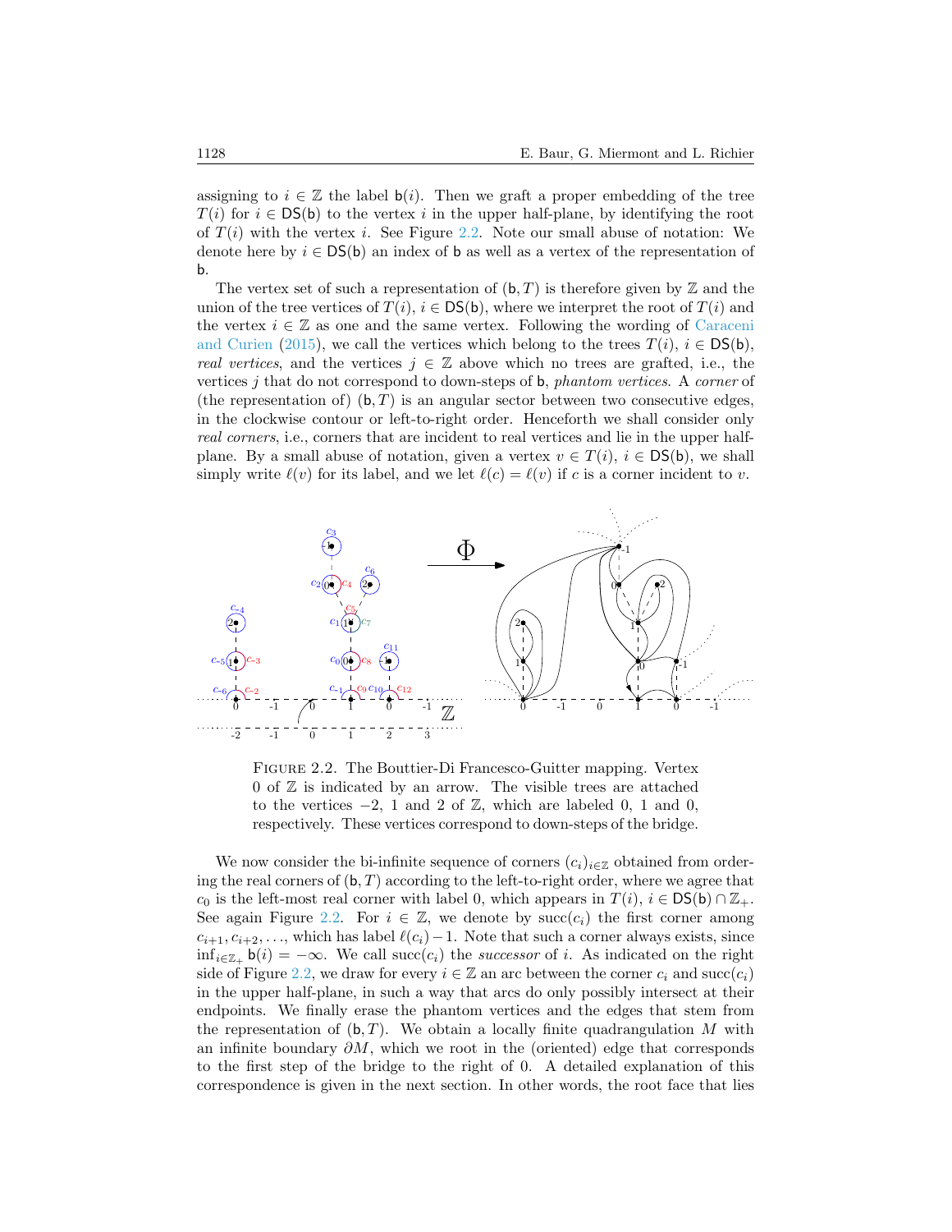assigning to $i \in \mathbb{Z}$ the label $\mathsf{b}(i)$. Then we graft a proper embedding of the tree $T(i)$ for $i \in \mathsf{DS}(\mathsf{b})$ to the vertex $i$ in the upper half-plane, by identifying the root of $T(i)$ with the vertex $i$. See Figure 2.2. Note our small abuse of notation: We denote here by $i \in \mathsf{DS}(\mathsf{b})$ an index of $\mathsf{b}$ as well as a vertex of the representation of $\mathsf{b}$.

The vertex set of such a representation of $(\mathsf{b}, T)$ is therefore given by $\mathbb{Z}$ and the union of the tree vertices of $T(i)$, $i \in \mathsf{DS}(\mathsf{b})$, where we interpret the root of $T(i)$ and the vertex $i \in \mathbb{Z}$ as one and the same vertex. Following the wording of Caraceni and Curien (2015), we call the vertices which belong to the trees $T(i)$, $i \in \mathsf{DS}(\mathsf{b})$, *real vertices*, and the vertices $j \in \mathbb{Z}$ above which no trees are grafted, i.e., the vertices $j$ that do not correspond to down-steps of $\mathsf{b}$, *phantom vertices*. A *corner* of (the representation of) $(\mathsf{b}, T)$ is an angular sector between two consecutive edges, in the clockwise contour or left-to-right order. Henceforth we shall consider only *real corners*, i.e., corners that are incident to real vertices and lie in the upper half-plane. By a small abuse of notation, given a vertex $v \in T(i)$, $i \in \mathsf{DS}(\mathsf{b})$, we shall simply write $\ell(v)$ for its label, and we let $\ell(c) = \ell(v)$ if $c$ is a corner incident to $v$.

Figure 2.2. The Bouttier-Di Francesco-Guitter mapping. Vertex 0 of $\mathbb{Z}$ is indicated by an arrow. The visible trees are attached to the vertices $-2$, 1 and 2 of $\mathbb{Z}$, which are labeled 0, 1 and 0, respectively. These vertices correspond to down-steps of the bridge.

We now consider the bi-infinite sequence of corners $(c_i)_{i\in\mathbb{Z}}$ obtained from ordering the real corners of $(\mathsf{b}, T)$ according to the left-to-right order, where we agree that $c_0$ is the left-most real corner with label 0, which appears in $T(i)$, $i \in \mathsf{DS}(\mathsf{b}) \cap \mathbb{Z}_+$. See again Figure 2.2. For $i \in \mathbb{Z}$, we denote by $\mathrm{succ}(c_i)$ the first corner among $c_{i+1}, c_{i+2}, \ldots$, which has label $\ell(c_i) - 1$. Note that such a corner always exists, since $\inf_{i\in\mathbb{Z}_+} \mathsf{b}(i) = -\infty$. We call $\mathrm{succ}(c_i)$ the *successor* of $i$. As indicated on the right side of Figure 2.2, we draw for every $i \in \mathbb{Z}$ an arc between the corner $c_i$ and $\mathrm{succ}(c_i)$ in the upper half-plane, in such a way that arcs do only possibly intersect at their endpoints. We finally erase the phantom vertices and the edges that stem from the representation of $(\mathsf{b}, T)$. We obtain a locally finite quadrangulation $M$ with an infinite boundary $\partial M$, which we root in the (oriented) edge that corresponds to the first step of the bridge to the right of 0. A detailed explanation of this correspondence is given in the next section. In other words, the root face that lies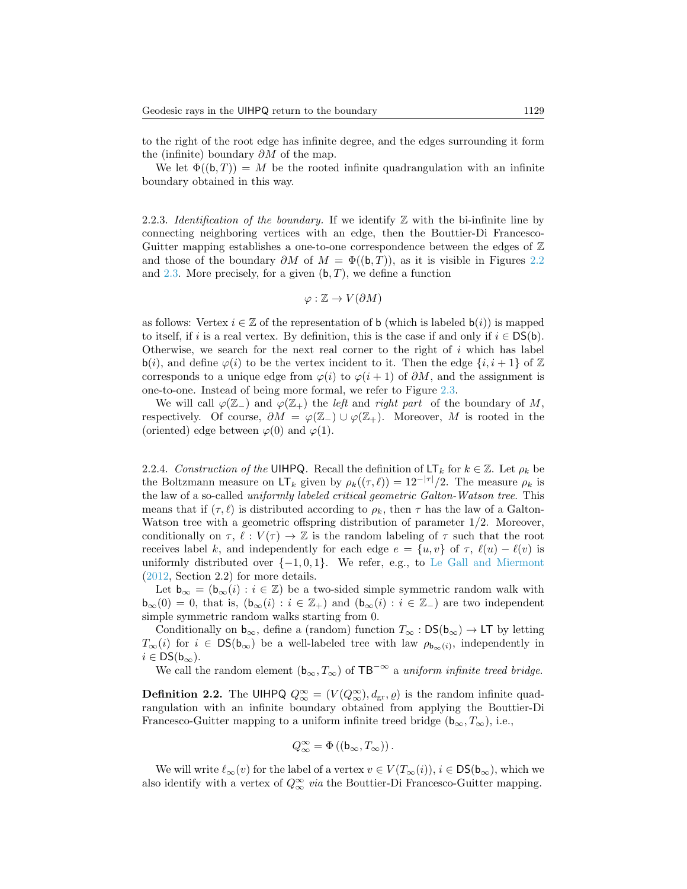to the right of the root edge has infinite degree, and the edges surrounding it form the (infinite) boundary $\partial M$ of the map.

We let $\Phi((\mathsf{b}, T)) = M$ be the rooted infinite quadrangulation with an infinite boundary obtained in this way.

2.2.3. *Identification of the boundary.* If we identify $\mathbb{Z}$ with the bi-infinite line by connecting neighboring vertices with an edge, then the Bouttier-Di Francesco-Guitter mapping establishes a one-to-one correspondence between the edges of $\mathbb{Z}$ and those of the boundary $\partial M$ of $M = \Phi((\mathsf{b}, T))$, as it is visible in Figures 2.2 and 2.3. More precisely, for a given $(\mathsf{b}, T)$, we define a function

$$\varphi : \mathbb{Z} \to V(\partial M)$$

as follows: Vertex $i \in \mathbb{Z}$ of the representation of $\mathsf{b}$ (which is labeled $\mathsf{b}(i)$) is mapped to itself, if $i$ is a real vertex. By definition, this is the case if and only if $i \in \mathsf{DS}(\mathsf{b})$. Otherwise, we search for the next real corner to the right of $i$ which has label $\mathsf{b}(i)$, and define $\varphi(i)$ to be the vertex incident to it. Then the edge $\{i, i+1\}$ of $\mathbb{Z}$ corresponds to a unique edge from $\varphi(i)$ to $\varphi(i+1)$ of $\partial M$, and the assignment is one-to-one. Instead of being more formal, we refer to Figure 2.3.

We will call $\varphi(\mathbb{Z}_-)$ and $\varphi(\mathbb{Z}_+)$ the *left* and *right part* of the boundary of $M$, respectively. Of course, $\partial M = \varphi(\mathbb{Z}_-) \cup \varphi(\mathbb{Z}_+)$. Moreover, $M$ is rooted in the (oriented) edge between $\varphi(0)$ and $\varphi(1)$.

2.2.4. *Construction of the* UIHPQ. Recall the definition of $\mathsf{LT}_k$ for $k \in \mathbb{Z}$. Let $\rho_k$ be the Boltzmann measure on $\mathsf{LT}_k$ given by $\rho_k((\tau, \ell)) = 12^{-|\tau|}/2$. The measure $\rho_k$ is the law of a so-called *uniformly labeled critical geometric Galton-Watson tree.* This means that if $(\tau, \ell)$ is distributed according to $\rho_k$, then $\tau$ has the law of a Galton-Watson tree with a geometric offspring distribution of parameter $1/2$. Moreover, conditionally on $\tau$, $\ell : V(\tau) \to \mathbb{Z}$ is the random labeling of $\tau$ such that the root receives label $k$, and independently for each edge $e = \{u, v\}$ of $\tau$, $\ell(u) - \ell(v)$ is uniformly distributed over $\{-1, 0, 1\}$. We refer, e.g., to Le Gall and Miermont (2012, Section 2.2) for more details.

Let $\mathsf{b}_\infty = (\mathsf{b}_\infty(i) : i \in \mathbb{Z})$ be a two-sided simple symmetric random walk with $\mathsf{b}_\infty(0) = 0$, that is, $(\mathsf{b}_\infty(i) : i \in \mathbb{Z}_+)$ and $(\mathsf{b}_\infty(i) : i \in \mathbb{Z}_-)$ are two independent simple symmetric random walks starting from 0.

Conditionally on $\mathsf{b}_\infty$, define a (random) function $T_\infty : \mathsf{DS}(\mathsf{b}_\infty) \to \mathsf{LT}$ by letting $T_\infty(i)$ for $i \in \mathsf{DS}(\mathsf{b}_\infty)$ be a well-labeled tree with law $\rho_{\mathsf{b}_\infty(i)}$, independently in $i \in \mathsf{DS}(\mathsf{b}_\infty)$.

We call the random element $(\mathsf{b}_\infty, T_\infty)$ of $\mathsf{TB}^{-\infty}$ a *uniform infinite treed bridge.*

**Definition 2.2.** The UIHPQ $Q_\infty^\infty = (V(Q_\infty^\infty), d_{\mathrm{gr}}, \varrho)$ is the random infinite quadrangulation with an infinite boundary obtained from applying the Bouttier-Di Francesco-Guitter mapping to a uniform infinite treed bridge $(\mathsf{b}_\infty, T_\infty)$, i.e.,

$$Q_\infty^\infty = \Phi\left((\mathsf{b}_\infty, T_\infty)\right).$$

We will write $\ell_\infty(v)$ for the label of a vertex $v \in V(T_\infty(i))$, $i \in \mathsf{DS}(\mathsf{b}_\infty)$, which we also identify with a vertex of $Q_\infty^\infty$ *via* the Bouttier-Di Francesco-Guitter mapping.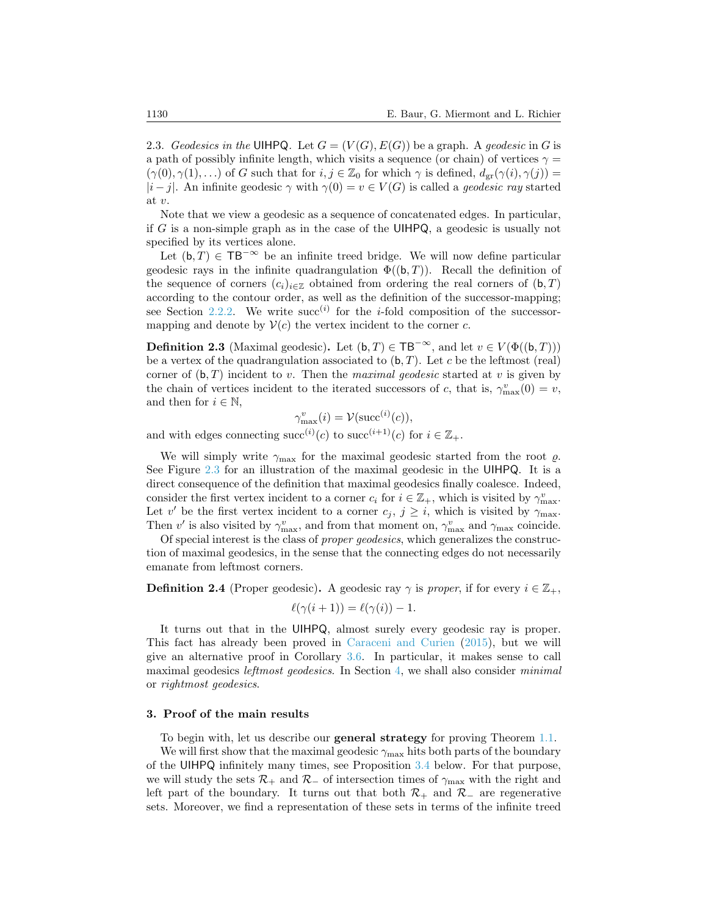2.3. *Geodesics in the* UIHPQ. Let $G = (V(G), E(G))$ be a graph. A *geodesic* in $G$ is a path of possibly infinite length, which visits a sequence (or chain) of vertices $\gamma = (\gamma(0), \gamma(1), \ldots)$ of $G$ such that for $i, j \in \mathbb{Z}_0$ for which $\gamma$ is defined, $d_{\mathrm{gr}}(\gamma(i), \gamma(j)) = |i - j|$. An infinite geodesic $\gamma$ with $\gamma(0) = v \in V(G)$ is called a *geodesic ray* started at $v$.

Note that we view a geodesic as a sequence of concatenated edges. In particular, if $G$ is a non-simple graph as in the case of the UIHPQ, a geodesic is usually not specified by its vertices alone.

Let $(\mathsf{b}, T) \in \mathsf{TB}^{-\infty}$ be an infinite treed bridge. We will now define particular geodesic rays in the infinite quadrangulation $\Phi((\mathsf{b}, T))$. Recall the definition of the sequence of corners $(c_i)_{i \in \mathbb{Z}}$ obtained from ordering the real corners of $(\mathsf{b}, T)$ according to the contour order, as well as the definition of the successor-mapping; see Section 2.2.2. We write $\mathrm{succ}^{(i)}$ for the $i$-fold composition of the successor-mapping and denote by $\mathcal{V}(c)$ the vertex incident to the corner $c$.

**Definition 2.3** (Maximal geodesic)**.** Let $(\mathsf{b}, T) \in \mathsf{TB}^{-\infty}$, and let $v \in V(\Phi((\mathsf{b}, T)))$ be a vertex of the quadrangulation associated to $(\mathsf{b}, T)$. Let $c$ be the leftmost (real) corner of $(\mathsf{b}, T)$ incident to $v$. Then the *maximal geodesic* started at $v$ is given by the chain of vertices incident to the iterated successors of $c$, that is, $\gamma^v_{\max}(0) = v$, and then for $i \in \mathbb{N}$,

$$\gamma^v_{\max}(i) = \mathcal{V}(\mathrm{succ}^{(i)}(c)),$$

and with edges connecting $\mathrm{succ}^{(i)}(c)$ to $\mathrm{succ}^{(i+1)}(c)$ for $i \in \mathbb{Z}_+$.

We will simply write $\gamma_{\max}$ for the maximal geodesic started from the root $\varrho$. See Figure 2.3 for an illustration of the maximal geodesic in the UIHPQ. It is a direct consequence of the definition that maximal geodesics finally coalesce. Indeed, consider the first vertex incident to a corner $c_i$ for $i \in \mathbb{Z}_+$, which is visited by $\gamma^v_{\max}$. Let $v'$ be the first vertex incident to a corner $c_j$, $j \geq i$, which is visited by $\gamma_{\max}$. Then $v'$ is also visited by $\gamma^v_{\max}$, and from that moment on, $\gamma^v_{\max}$ and $\gamma_{\max}$ coincide.

Of special interest is the class of *proper geodesics*, which generalizes the construction of maximal geodesics, in the sense that the connecting edges do not necessarily emanate from leftmost corners.

**Definition 2.4** (Proper geodesic)**.** A geodesic ray $\gamma$ is *proper*, if for every $i \in \mathbb{Z}_+$,

$$\ell(\gamma(i+1)) = \ell(\gamma(i)) - 1.$$

It turns out that in the UIHPQ, almost surely every geodesic ray is proper. This fact has already been proved in Caraceni and Curien (2015), but we will give an alternative proof in Corollary 3.6. In particular, it makes sense to call maximal geodesics *leftmost geodesics*. In Section 4, we shall also consider *minimal* or *rightmost geodesics*.

## 3. Proof of the main results

To begin with, let us describe our **general strategy** for proving Theorem 1.1.

We will first show that the maximal geodesic $\gamma_{\max}$ hits both parts of the boundary of the UIHPQ infinitely many times, see Proposition 3.4 below. For that purpose, we will study the sets $\mathcal{R}_+$ and $\mathcal{R}_-$ of intersection times of $\gamma_{\max}$ with the right and left part of the boundary. It turns out that both $\mathcal{R}_+$ and $\mathcal{R}_-$ are regenerative sets. Moreover, we find a representation of these sets in terms of the infinite treed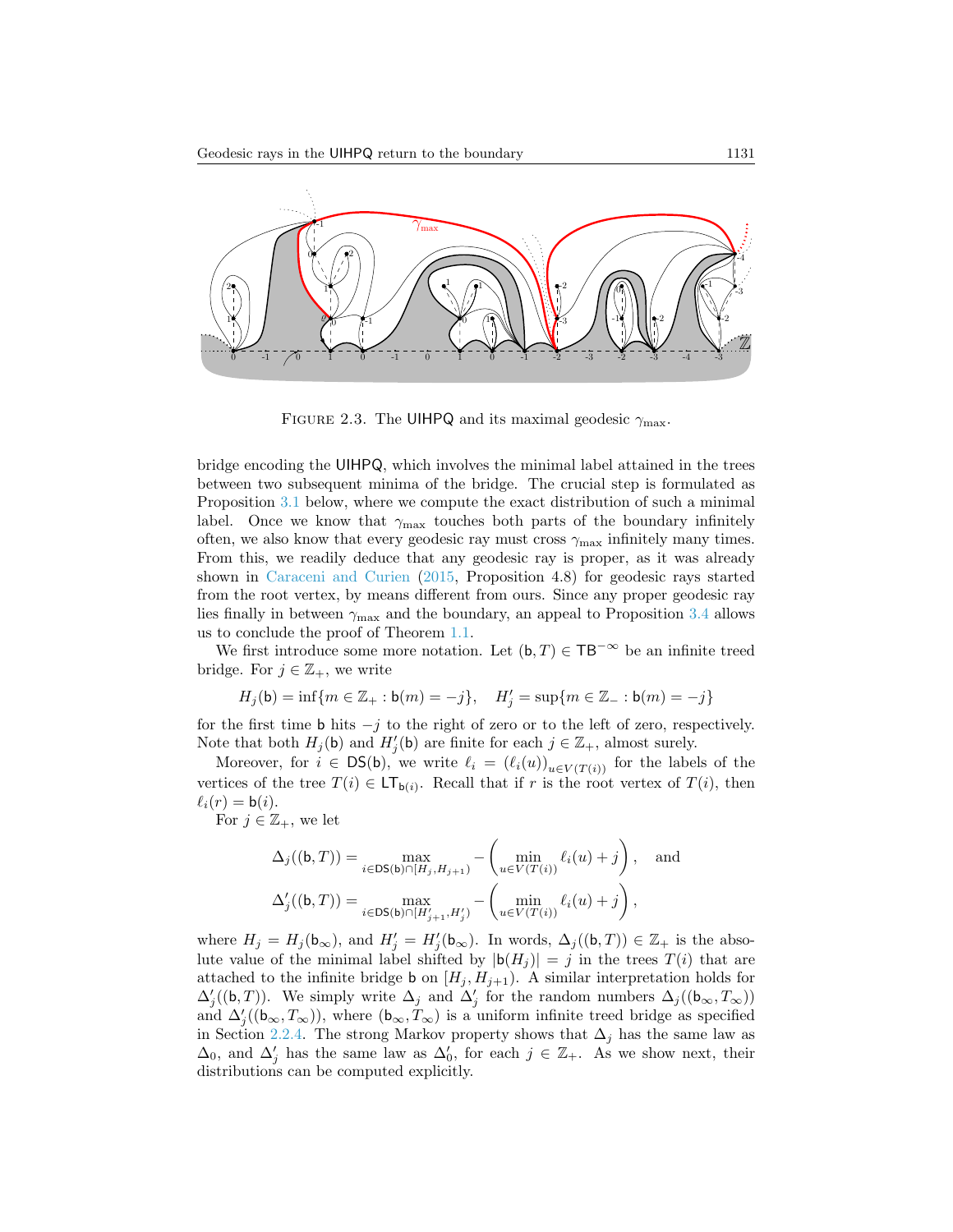FIGURE 2.3. The UIHPQ and its maximal geodesic $\gamma_{\max}$.

bridge encoding the UIHPQ, which involves the minimal label attained in the trees between two subsequent minima of the bridge. The crucial step is formulated as Proposition 3.1 below, where we compute the exact distribution of such a minimal label. Once we know that $\gamma_{\max}$ touches both parts of the boundary infinitely often, we also know that every geodesic ray must cross $\gamma_{\max}$ infinitely many times. From this, we readily deduce that any geodesic ray is proper, as it was already shown in Caraceni and Curien (2015, Proposition 4.8) for geodesic rays started from the root vertex, by means different from ours. Since any proper geodesic ray lies finally in between $\gamma_{\max}$ and the boundary, an appeal to Proposition 3.4 allows us to conclude the proof of Theorem 1.1.

We first introduce some more notation. Let $(\mathsf{b}, T) \in \mathsf{TB}^{-\infty}$ be an infinite treed bridge. For $j \in \mathbb{Z}_+$, we write

$$H_j(\mathsf{b}) = \inf\{m \in \mathbb{Z}_+ : \mathsf{b}(m) = -j\}, \quad H'_j = \sup\{m \in \mathbb{Z}_- : \mathsf{b}(m) = -j\}$$

for the first time $\mathsf{b}$ hits $-j$ to the right of zero or to the left of zero, respectively. Note that both $H_j(\mathsf{b})$ and $H'_j(\mathsf{b})$ are finite for each $j \in \mathbb{Z}_+$, almost surely.

Moreover, for $i \in \mathsf{DS}(\mathsf{b})$, we write $\ell_i = (\ell_i(u))_{u \in V(T(i))}$ for the labels of the vertices of the tree $T(i) \in \mathsf{LT}_{\mathsf{b}(i)}$. Recall that if $r$ is the root vertex of $T(i)$, then $\ell_i(r) = \mathsf{b}(i)$.

For $j \in \mathbb{Z}_+$, we let

$$\Delta_j((\mathsf{b}, T)) = \max_{i \in \mathsf{DS}(\mathsf{b}) \cap [H_j, H_{j+1})} -\left(\min_{u \in V(T(i))} \ell_i(u) + j\right), \quad \text{and}$$

$$\Delta'_j((\mathsf{b}, T)) = \max_{i \in \mathsf{DS}(\mathsf{b}) \cap [H'_{j+1}, H'_j)} -\left(\min_{u \in V(T(i))} \ell_i(u) + j\right),$$

where $H_j = H_j(\mathsf{b}_\infty)$, and $H'_j = H'_j(\mathsf{b}_\infty)$. In words, $\Delta_j((\mathsf{b}, T)) \in \mathbb{Z}_+$ is the absolute value of the minimal label shifted by $|\mathsf{b}(H_j)| = j$ in the trees $T(i)$ that are attached to the infinite bridge $\mathsf{b}$ on $[H_j, H_{j+1})$. A similar interpretation holds for $\Delta'_j((\mathsf{b}, T))$. We simply write $\Delta_j$ and $\Delta'_j$ for the random numbers $\Delta_j((\mathsf{b}_\infty, T_\infty))$ and $\Delta'_j((\mathsf{b}_\infty, T_\infty))$, where $(\mathsf{b}_\infty, T_\infty)$ is a uniform infinite treed bridge as specified in Section 2.2.4. The strong Markov property shows that $\Delta_j$ has the same law as $\Delta_0$, and $\Delta'_j$ has the same law as $\Delta'_0$, for each $j \in \mathbb{Z}_+$. As we show next, their distributions can be computed explicitly.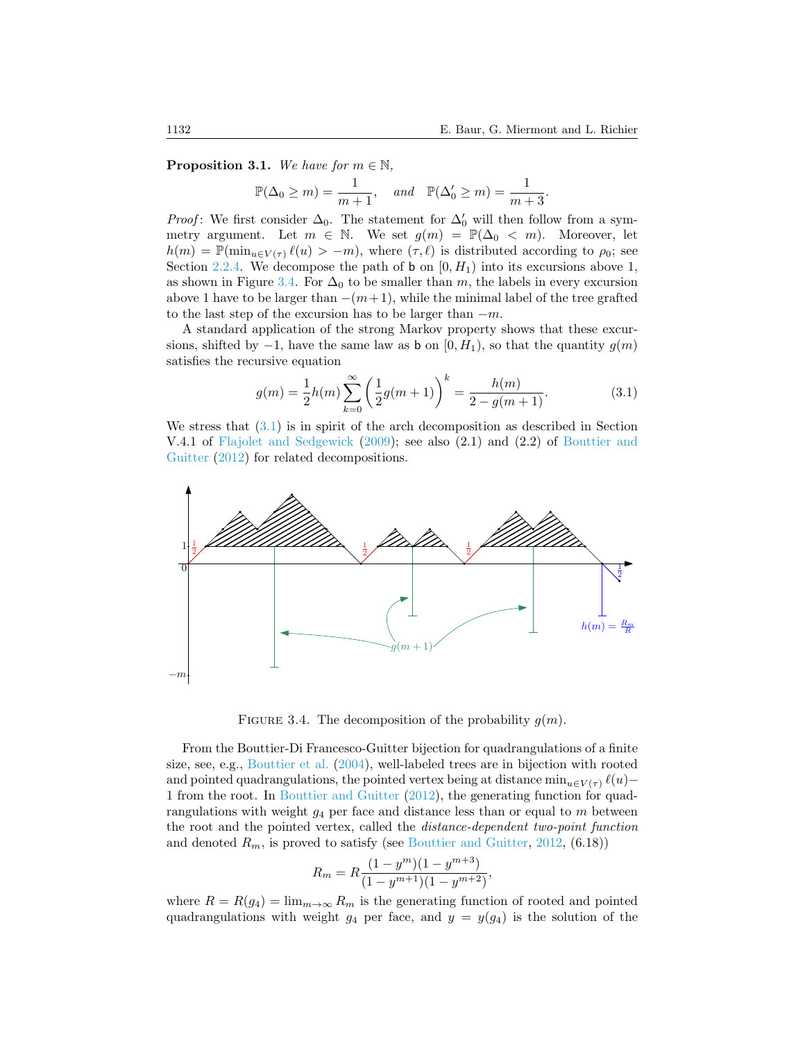**Proposition 3.1.** *We have for $m \in \mathbb{N}$,*

$$\mathbb{P}(\Delta_0 \geq m) = \frac{1}{m+1}, \quad \textit{and} \quad \mathbb{P}(\Delta_0' \geq m) = \frac{1}{m+3}.$$

*Proof*: We first consider $\Delta_0$. The statement for $\Delta_0'$ will then follow from a symmetry argument. Let $m \in \mathbb{N}$. We set $g(m) = \mathbb{P}(\Delta_0 < m)$. Moreover, let $h(m) = \mathbb{P}(\min_{u \in V(\tau)} \ell(u) > -m)$, where $(\tau, \ell)$ is distributed according to $\rho_0$; see Section 2.2.4. We decompose the path of $\mathsf{b}$ on $[0, H_1)$ into its excursions above 1, as shown in Figure 3.4. For $\Delta_0$ to be smaller than $m$, the labels in every excursion above 1 have to be larger than $-(m+1)$, while the minimal label of the tree grafted to the last step of the excursion has to be larger than $-m$.

A standard application of the strong Markov property shows that these excursions, shifted by $-1$, have the same law as $\mathsf{b}$ on $[0, H_1)$, so that the quantity $g(m)$ satisfies the recursive equation

$$g(m) = \frac{1}{2} h(m) \sum_{k=0}^{\infty} \left( \frac{1}{2} g(m+1) \right)^k = \frac{h(m)}{2 - g(m+1)}. \tag{3.1}$$

We stress that (3.1) is in spirit of the arch decomposition as described in Section V.4.1 of Flajolet and Sedgewick (2009); see also (2.1) and (2.2) of Bouttier and Guitter (2012) for related decompositions.

FIGURE 3.4. The decomposition of the probability $g(m)$.

From the Bouttier-Di Francesco-Guitter bijection for quadrangulations of a finite size, see, e.g., Bouttier et al. (2004), well-labeled trees are in bijection with rooted and pointed quadrangulations, the pointed vertex being at distance $\min_{u \in V(\tau)} \ell(u) - 1$ from the root. In Bouttier and Guitter (2012), the generating function for quadrangulations with weight $g_4$ per face and distance less than or equal to $m$ between the root and the pointed vertex, called the *distance-dependent two-point function* and denoted $R_m$, is proved to satisfy (see Bouttier and Guitter, 2012, (6.18))

$$R_m = R \frac{(1 - y^m)(1 - y^{m+3})}{(1 - y^{m+1})(1 - y^{m+2})},$$

where $R = R(g_4) = \lim_{m \to \infty} R_m$ is the generating function of rooted and pointed quadrangulations with weight $g_4$ per face, and $y = y(g_4)$ is the solution of the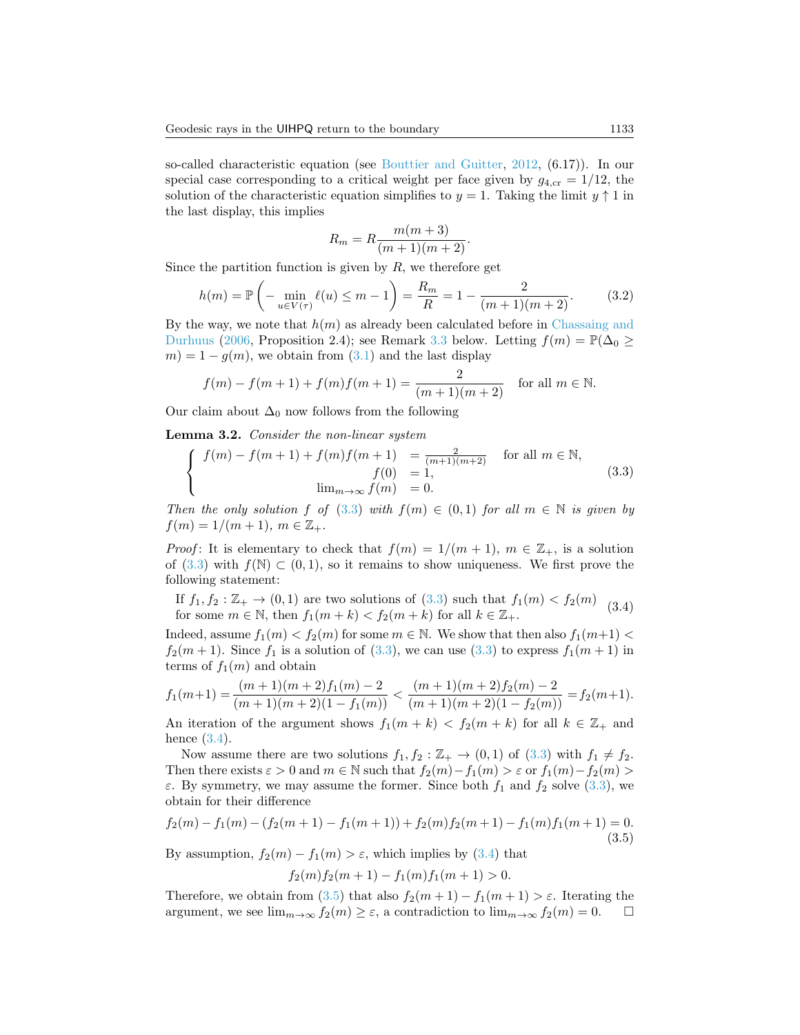so-called characteristic equation (see Bouttier and Guitter, 2012, (6.17)). In our special case corresponding to a critical weight per face given by $g_{4,\mathrm{cr}} = 1/12$, the solution of the characteristic equation simplifies to $y = 1$. Taking the limit $y \uparrow 1$ in the last display, this implies

$$R_m = R\frac{m(m+3)}{(m+1)(m+2)}.$$

Since the partition function is given by $R$, we therefore get

$$h(m) = \mathbb{P}\left(-\min_{u\in V(\tau)} \ell(u) \leq m-1\right) = \frac{R_m}{R} = 1 - \frac{2}{(m+1)(m+2)}. \tag{3.2}$$

By the way, we note that $h(m)$ as already been calculated before in Chassaing and Durhuus (2006, Proposition 2.4); see Remark 3.3 below. Letting $f(m) = \mathbb{P}(\Delta_0 \geq m) = 1 - g(m)$, we obtain from (3.1) and the last display

$$f(m) - f(m+1) + f(m)f(m+1) = \frac{2}{(m+1)(m+2)} \quad \text{for all } m \in \mathbb{N}.$$

Our claim about $\Delta_0$ now follows from the following

**Lemma 3.2.** *Consider the non-linear system*

$$\begin{cases} f(m) - f(m+1) + f(m)f(m+1) &= \frac{2}{(m+1)(m+2)} \quad \text{for all } m \in \mathbb{N}, \\ f(0) &= 1, \\ \lim_{m\to\infty} f(m) &= 0. \end{cases} \tag{3.3}$$

*Then the only solution $f$ of (3.3) with $f(m) \in (0,1)$ for all $m \in \mathbb{N}$ is given by $f(m) = 1/(m+1)$, $m \in \mathbb{Z}_+$.*

*Proof*: It is elementary to check that $f(m) = 1/(m+1)$, $m \in \mathbb{Z}_+$, is a solution of (3.3) with $f(\mathbb{N}) \subset (0,1)$, so it remains to show uniqueness. We first prove the following statement:

$$\text{If } f_1, f_2 : \mathbb{Z}_+ \to (0,1) \text{ are two solutions of (3.3) such that } f_1(m) < f_2(m) \text{ for some } m \in \mathbb{N}, \text{ then } f_1(m+k) < f_2(m+k) \text{ for all } k \in \mathbb{Z}_+. \tag{3.4}$$

Indeed, assume $f_1(m) < f_2(m)$ for some $m \in \mathbb{N}$. We show that then also $f_1(m+1) < f_2(m+1)$. Since $f_1$ is a solution of (3.3), we can use (3.3) to express $f_1(m+1)$ in terms of $f_1(m)$ and obtain

$$f_1(m+1) = \frac{(m+1)(m+2)f_1(m) - 2}{(m+1)(m+2)(1-f_1(m))} < \frac{(m+1)(m+2)f_2(m) - 2}{(m+1)(m+2)(1-f_2(m))} = f_2(m+1).$$

An iteration of the argument shows $f_1(m+k) < f_2(m+k)$ for all $k \in \mathbb{Z}_+$ and hence (3.4).

Now assume there are two solutions $f_1, f_2 : \mathbb{Z}_+ \to (0,1)$ of (3.3) with $f_1 \neq f_2$. Then there exists $\varepsilon > 0$ and $m \in \mathbb{N}$ such that $f_2(m) - f_1(m) > \varepsilon$ or $f_1(m) - f_2(m) > \varepsilon$. By symmetry, we may assume the former. Since both $f_1$ and $f_2$ solve (3.3), we obtain for their difference

$$f_2(m) - f_1(m) - (f_2(m+1) - f_1(m+1)) + f_2(m)f_2(m+1) - f_1(m)f_1(m+1) = 0. \tag{3.5}$$

By assumption, $f_2(m) - f_1(m) > \varepsilon$, which implies by (3.4) that

$$f_2(m)f_2(m+1) - f_1(m)f_1(m+1) > 0.$$

Therefore, we obtain from (3.5) that also $f_2(m+1) - f_1(m+1) > \varepsilon$. Iterating the argument, we see $\lim_{m\to\infty} f_2(m) \geq \varepsilon$, a contradiction to $\lim_{m\to\infty} f_2(m) = 0$. $\square$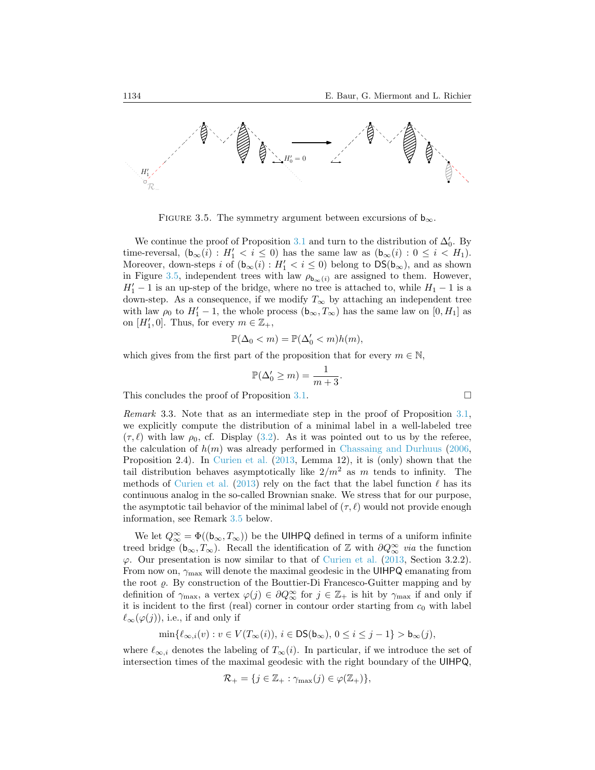FIGURE 3.5. The symmetry argument between excursions of $\mathsf{b}_\infty$.

We continue the proof of Proposition 3.1 and turn to the distribution of $\Delta_0'$. By time-reversal, $(\mathsf{b}_\infty(i) : H_1' < i \leq 0)$ has the same law as $(\mathsf{b}_\infty(i) : 0 \leq i < H_1)$. Moreover, down-steps $i$ of $(\mathsf{b}_\infty(i) : H_1' < i \leq 0)$ belong to $\mathsf{DS}(\mathsf{b}_\infty)$, and as shown in Figure 3.5, independent trees with law $\rho_{\mathsf{b}_\infty(i)}$ are assigned to them. However, $H_1' - 1$ is an up-step of the bridge, where no tree is attached to, while $H_1 - 1$ is a down-step. As a consequence, if we modify $T_\infty$ by attaching an independent tree with law $\rho_0$ to $H_1' - 1$, the whole process $(\mathsf{b}_\infty, T_\infty)$ has the same law on $[0, H_1]$ as on $[H_1', 0]$. Thus, for every $m \in \mathbb{Z}_+$,

$$\mathbb{P}(\Delta_0 < m) = \mathbb{P}(\Delta_0' < m) h(m),$$

which gives from the first part of the proposition that for every $m \in \mathbb{N}$,

$$\mathbb{P}(\Delta_0' \geq m) = \frac{1}{m+3}.$$

This concludes the proof of Proposition 3.1. □

*Remark* 3.3. Note that as an intermediate step in the proof of Proposition 3.1, we explicitly compute the distribution of a minimal label in a well-labeled tree $(\tau, \ell)$ with law $\rho_0$, cf. Display (3.2). As it was pointed out to us by the referee, the calculation of $h(m)$ was already performed in Chassaing and Durhuus (2006, Proposition 2.4). In Curien et al. (2013, Lemma 12), it is (only) shown that the tail distribution behaves asymptotically like $2/m^2$ as $m$ tends to infinity. The methods of Curien et al. (2013) rely on the fact that the label function $\ell$ has its continuous analog in the so-called Brownian snake. We stress that for our purpose, the asymptotic tail behavior of the minimal label of $(\tau, \ell)$ would not provide enough information, see Remark 3.5 below.

We let $Q_\infty^\infty = \Phi((\mathsf{b}_\infty, T_\infty))$ be the UIHPQ defined in terms of a uniform infinite treed bridge $(\mathsf{b}_\infty, T_\infty)$. Recall the identification of $\mathbb{Z}$ with $\partial Q_\infty^\infty$ *via* the function $\varphi$. Our presentation is now similar to that of Curien et al. (2013, Section 3.2.2). From now on, $\gamma_{\max}$ will denote the maximal geodesic in the UIHPQ emanating from the root $\varrho$. By construction of the Bouttier-Di Francesco-Guitter mapping and by definition of $\gamma_{\max}$, a vertex $\varphi(j) \in \partial Q_\infty^\infty$ for $j \in \mathbb{Z}_+$ is hit by $\gamma_{\max}$ if and only if it is incident to the first (real) corner in contour order starting from $c_0$ with label $\ell_\infty(\varphi(j))$, i.e., if and only if

$$\min\{\ell_{\infty,i}(v) : v \in V(T_\infty(i)),\, i \in \mathsf{DS}(\mathsf{b}_\infty),\, 0 \leq i \leq j-1\} > \mathsf{b}_\infty(j),$$

where $\ell_{\infty,i}$ denotes the labeling of $T_\infty(i)$. In particular, if we introduce the set of intersection times of the maximal geodesic with the right boundary of the UIHPQ,

$$\mathcal{R}_+ = \{j \in \mathbb{Z}_+ : \gamma_{\max}(j) \in \varphi(\mathbb{Z}_+)\},$$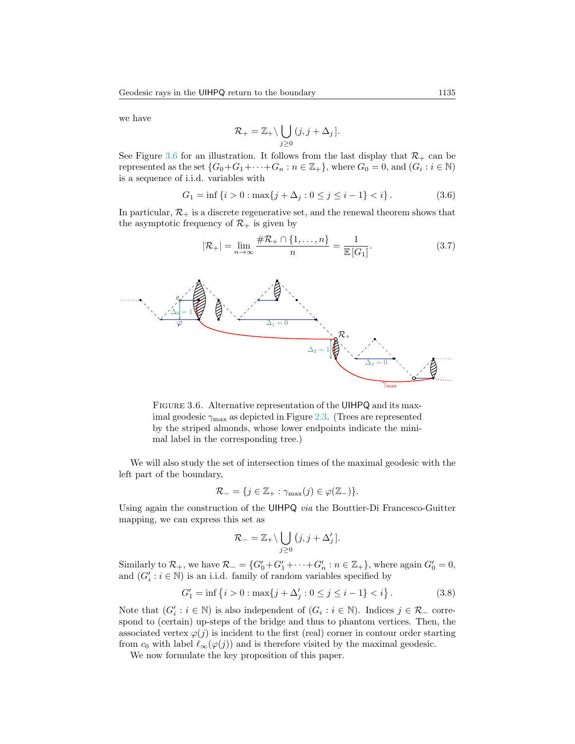we have

$$\mathcal{R}_+ = \mathbb{Z}_+ \setminus \bigcup_{j\geq 0} (j, j+\Delta_j].$$

See Figure 3.6 for an illustration. It follows from the last display that $\mathcal{R}_+$ can be represented as the set $\{G_0+G_1+\cdots+G_n : n \in \mathbb{Z}_+\}$, where $G_0 = 0$, and $(G_i : i \in \mathbb{N})$ is a sequence of i.i.d. variables with

$$G_1 = \inf\{i > 0 : \max\{j + \Delta_j : 0 \leq j \leq i-1\} < i\}. \tag{3.6}$$

In particular, $\mathcal{R}_+$ is a discrete regenerative set, and the renewal theorem shows that the asymptotic frequency of $\mathcal{R}_+$ is given by

$$|\mathcal{R}_+| = \lim_{n\to\infty} \frac{\#\mathcal{R}_+ \cap \{1,\ldots,n\}}{n} = \frac{1}{\mathbb{E}[G_1]}. \tag{3.7}$$

FIGURE 3.6. Alternative representation of the UIHPQ and its maximal geodesic $\gamma_{\max}$ as depicted in Figure 2.3. (Trees are represented by the striped almonds, whose lower endpoints indicate the minimal label in the corresponding tree.)

We will also study the set of intersection times of the maximal geodesic with the left part of the boundary,

$$\mathcal{R}_- = \{j \in \mathbb{Z}_+ : \gamma_{\max}(j) \in \varphi(\mathbb{Z}_-)\}.$$

Using again the construction of the UIHPQ *via* the Bouttier-Di Francesco-Guitter mapping, we can express this set as

$$\mathcal{R}_- = \mathbb{Z}_+ \setminus \bigcup_{j\geq 0} (j, j+\Delta'_j].$$

Similarly to $\mathcal{R}_+$, we have $\mathcal{R}_- = \{G'_0+G'_1+\cdots+G'_n : n \in \mathbb{Z}_+\}$, where again $G'_0 = 0$, and $(G'_i : i \in \mathbb{N})$ is an i.i.d. family of random variables specified by

$$G'_1 = \inf\left\{i > 0 : \max\{j + \Delta'_j : 0 \leq j \leq i-1\} < i\right\}. \tag{3.8}$$

Note that $(G'_i : i \in \mathbb{N})$ is also independent of $(G_i : i \in \mathbb{N})$. Indices $j \in \mathcal{R}_-$ correspond to (certain) up-steps of the bridge and thus to phantom vertices. Then, the associated vertex $\varphi(j)$ is incident to the first (real) corner in contour order starting from $c_0$ with label $\ell_\infty(\varphi(j))$ and is therefore visited by the maximal geodesic.

We now formulate the key proposition of this paper.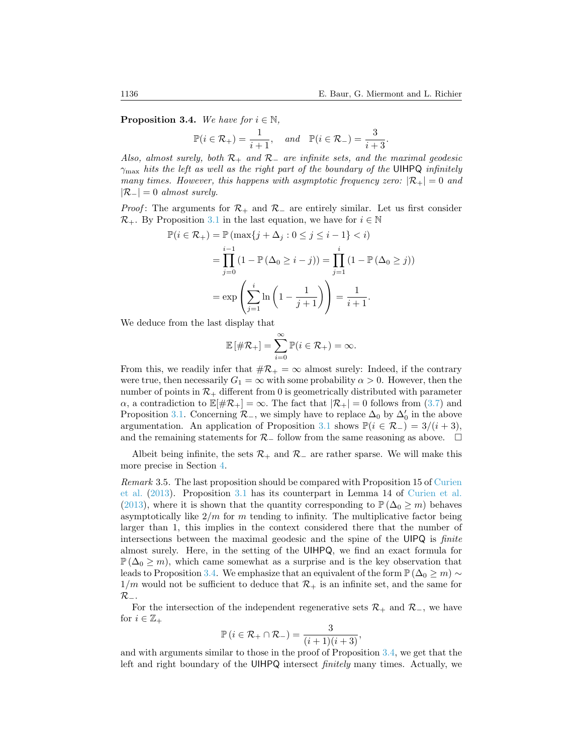**Proposition 3.4.** *We have for $i \in \mathbb{N}$,*

$$\mathbb{P}(i \in \mathcal{R}_+) = \frac{1}{i+1}, \quad \text{and} \quad \mathbb{P}(i \in \mathcal{R}_-) = \frac{3}{i+3}.$$

*Also, almost surely, both $\mathcal{R}_+$ and $\mathcal{R}_-$ are infinite sets, and the maximal geodesic $\gamma_{\max}$ hits the left as well as the right part of the boundary of the* UIHPQ *infinitely many times. However, this happens with asymptotic frequency zero: $|\mathcal{R}_+| = 0$ and $|\mathcal{R}_-| = 0$ almost surely.*

*Proof*: The arguments for $\mathcal{R}_+$ and $\mathcal{R}_-$ are entirely similar. Let us first consider $\mathcal{R}_+$. By Proposition 3.1 in the last equation, we have for $i \in \mathbb{N}$

$$\begin{aligned}
\mathbb{P}(i \in \mathcal{R}_+) &= \mathbb{P}\left(\max\{j + \Delta_j : 0 \le j \le i-1\} < i\right) \\
&= \prod_{j=0}^{i-1}\left(1 - \mathbb{P}\left(\Delta_0 \ge i-j\right)\right) = \prod_{j=1}^{i}\left(1 - \mathbb{P}\left(\Delta_0 \ge j\right)\right) \\
&= \exp\left(\sum_{j=1}^{i} \ln\left(1 - \frac{1}{j+1}\right)\right) = \frac{1}{i+1}.
\end{aligned}$$

We deduce from the last display that

$$\mathbb{E}\left[\#\mathcal{R}_+\right] = \sum_{i=0}^{\infty} \mathbb{P}(i \in \mathcal{R}_+) = \infty.$$

From this, we readily infer that $\#\mathcal{R}_+ = \infty$ almost surely: Indeed, if the contrary were true, then necessarily $G_1 = \infty$ with some probability $\alpha > 0$. However, then the number of points in $\mathcal{R}_+$ different from 0 is geometrically distributed with parameter $\alpha$, a contradiction to $\mathbb{E}[\#\mathcal{R}_+] = \infty$. The fact that $|\mathcal{R}_+| = 0$ follows from (3.7) and Proposition 3.1. Concerning $\mathcal{R}_-$, we simply have to replace $\Delta_0$ by $\Delta_0'$ in the above argumentation. An application of Proposition 3.1 shows $\mathbb{P}(i \in \mathcal{R}_-) = 3/(i+3)$, and the remaining statements for $\mathcal{R}_-$ follow from the same reasoning as above. $\square$

Albeit being infinite, the sets $\mathcal{R}_+$ and $\mathcal{R}_-$ are rather sparse. We will make this more precise in Section 4.

*Remark* 3.5. The last proposition should be compared with Proposition 15 of Curien et al. (2013). Proposition 3.1 has its counterpart in Lemma 14 of Curien et al. (2013), where it is shown that the quantity corresponding to $\mathbb{P}\left(\Delta_0 \ge m\right)$ behaves asymptotically like $2/m$ for $m$ tending to infinity. The multiplicative factor being larger than 1, this implies in the context considered there that the number of intersections between the maximal geodesic and the spine of the UIPQ is *finite* almost surely. Here, in the setting of the UIHPQ, we find an exact formula for $\mathbb{P}\left(\Delta_0 \ge m\right)$, which came somewhat as a surprise and is the key observation that leads to Proposition 3.4. We emphasize that an equivalent of the form $\mathbb{P}\left(\Delta_0 \ge m\right) \sim 1/m$ would not be sufficient to deduce that $\mathcal{R}_+$ is an infinite set, and the same for $\mathcal{R}_-$.

For the intersection of the independent regenerative sets $\mathcal{R}_+$ and $\mathcal{R}_-$, we have for $i \in \mathbb{Z}_+$

$$\mathbb{P}\left(i \in \mathcal{R}_+ \cap \mathcal{R}_-\right) = \frac{3}{(i+1)(i+3)},$$

and with arguments similar to those in the proof of Proposition 3.4, we get that the left and right boundary of the UIHPQ intersect *finitely* many times. Actually, we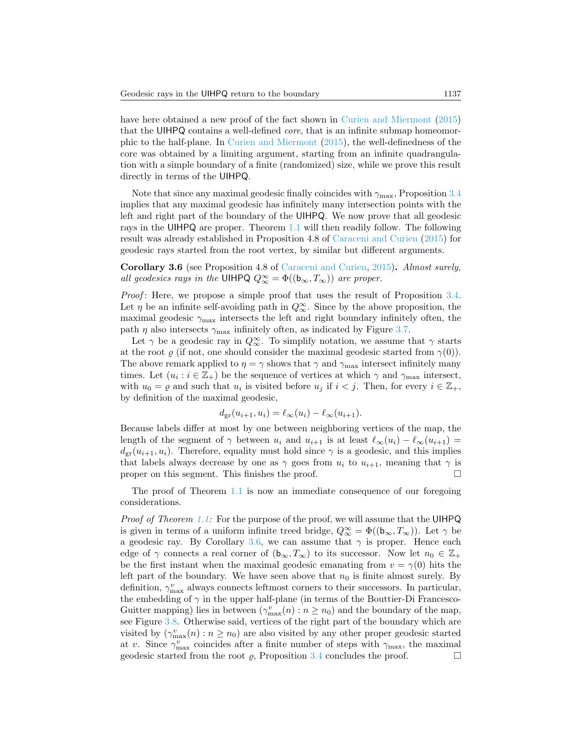have here obtained a new proof of the fact shown in Curien and Miermont (2015) that the UIHPQ contains a well-defined *core*, that is an infinite submap homeomorphic to the half-plane. In Curien and Miermont (2015), the well-definedness of the core was obtained by a limiting argument, starting from an infinite quadrangulation with a simple boundary of a finite (randomized) size, while we prove this result directly in terms of the UIHPQ.

Note that since any maximal geodesic finally coincides with $\gamma_{\max}$, Proposition 3.4 implies that any maximal geodesic has infinitely many intersection points with the left and right part of the boundary of the UIHPQ. We now prove that all geodesic rays in the UIHPQ are proper. Theorem 1.1 will then readily follow. The following result was already established in Proposition 4.8 of Caraceni and Curien (2015) for geodesic rays started from the root vertex, by similar but different arguments.

**Corollary 3.6** (see Proposition 4.8 of Caraceni and Curien, 2015)**.** *Almost surely, all geodesics rays in the* UIHPQ $Q_\infty^\infty = \Phi((\mathsf{b}_\infty, T_\infty))$ *are proper.*

*Proof*: Here, we propose a simple proof that uses the result of Proposition 3.4. Let $\eta$ be an infinite self-avoiding path in $Q_\infty^\infty$. Since by the above proposition, the maximal geodesic $\gamma_{\max}$ intersects the left and right boundary infinitely often, the path $\eta$ also intersects $\gamma_{\max}$ infinitely often, as indicated by Figure 3.7.

Let $\gamma$ be a geodesic ray in $Q_\infty^\infty$. To simplify notation, we assume that $\gamma$ starts at the root $\varrho$ (if not, one should consider the maximal geodesic started from $\gamma(0)$). The above remark applied to $\eta = \gamma$ shows that $\gamma$ and $\gamma_{\max}$ intersect infinitely many times. Let $(u_i : i \in \mathbb{Z}_+)$ be the sequence of vertices at which $\gamma$ and $\gamma_{\max}$ intersect, with $u_0 = \varrho$ and such that $u_i$ is visited before $u_j$ if $i < j$. Then, for every $i \in \mathbb{Z}_+$, by definition of the maximal geodesic,

$$d_{\mathrm{gr}}(u_{i+1}, u_i) = \ell_\infty(u_i) - \ell_\infty(u_{i+1}).$$

Because labels differ at most by one between neighboring vertices of the map, the length of the segment of $\gamma$ between $u_i$ and $u_{i+1}$ is at least $\ell_\infty(u_i) - \ell_\infty(u_{i+1}) = d_{\mathrm{gr}}(u_{i+1}, u_i)$. Therefore, equality must hold since $\gamma$ is a geodesic, and this implies that labels always decrease by one as $\gamma$ goes from $u_i$ to $u_{i+1}$, meaning that $\gamma$ is proper on this segment. This finishes the proof. $\square$

The proof of Theorem 1.1 is now an immediate consequence of our foregoing considerations.

*Proof of Theorem 1.1:* For the purpose of the proof, we will assume that the UIHPQ is given in terms of a uniform infinite treed bridge, $Q_\infty^\infty = \Phi((\mathsf{b}_\infty, T_\infty))$. Let $\gamma$ be a geodesic ray. By Corollary 3.6, we can assume that $\gamma$ is proper. Hence each edge of $\gamma$ connects a real corner of $(\mathsf{b}_\infty, T_\infty)$ to its successor. Now let $n_0 \in \mathbb{Z}_+$ be the first instant when the maximal geodesic emanating from $v = \gamma(0)$ hits the left part of the boundary. We have seen above that $n_0$ is finite almost surely. By definition, $\gamma_{\max}^v$ always connects leftmost corners to their successors. In particular, the embedding of $\gamma$ in the upper half-plane (in terms of the Bouttier-Di Francesco-Guitter mapping) lies in between $(\gamma_{\max}^v(n) : n \geq n_0)$ and the boundary of the map, see Figure 3.8. Otherwise said, vertices of the right part of the boundary which are visited by $(\gamma_{\max}^v(n) : n \geq n_0)$ are also visited by any other proper geodesic started at $v$. Since $\gamma_{\max}^v$ coincides after a finite number of steps with $\gamma_{\max}$, the maximal geodesic started from the root $\varrho$, Proposition 3.4 concludes the proof. $\square$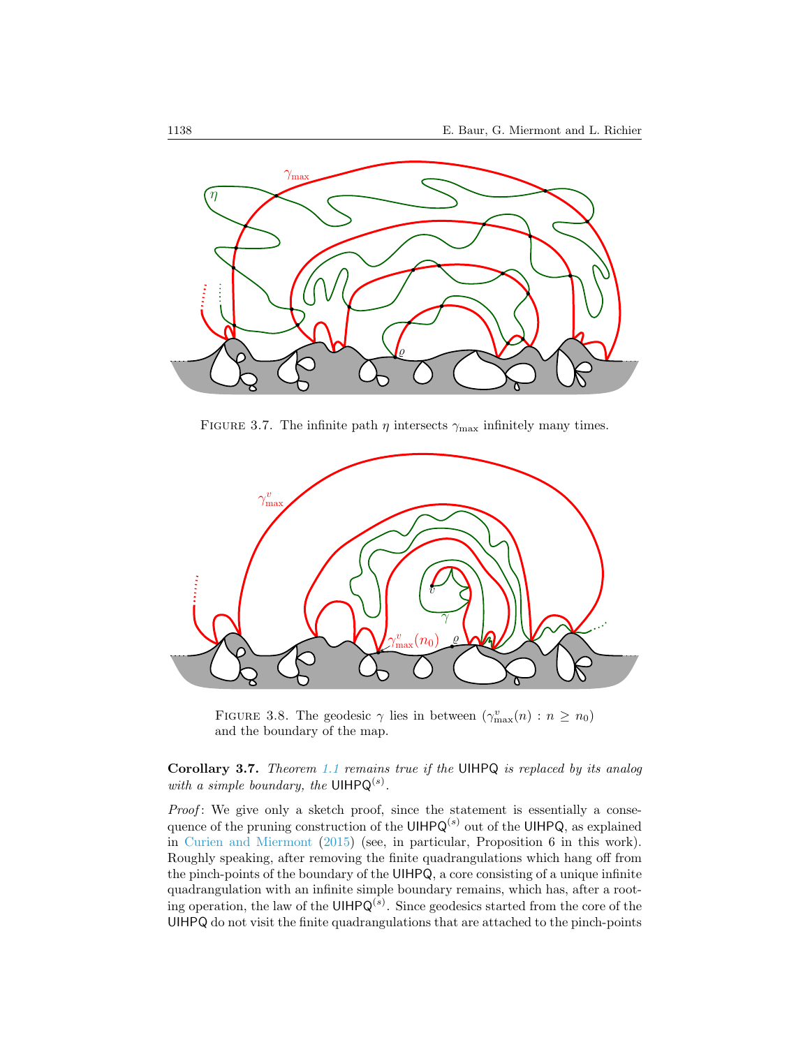FIGURE 3.7. The infinite path $\eta$ intersects $\gamma_{\max}$ infinitely many times.

FIGURE 3.8. The geodesic $\gamma$ lies in between $(\gamma^v_{\max}(n) : n \geq n_0)$ and the boundary of the map.

**Corollary 3.7.** *Theorem 1.1 remains true if the* UIHPQ *is replaced by its analog with a simple boundary, the* $\mathsf{UIHPQ}^{(s)}$.

*Proof*: We give only a sketch proof, since the statement is essentially a consequence of the pruning construction of the $\mathsf{UIHPQ}^{(s)}$ out of the UIHPQ, as explained in Curien and Miermont (2015) (see, in particular, Proposition 6 in this work). Roughly speaking, after removing the finite quadrangulations which hang off from the pinch-points of the boundary of the UIHPQ, a core consisting of a unique infinite quadrangulation with an infinite simple boundary remains, which has, after a rooting operation, the law of the $\mathsf{UIHPQ}^{(s)}$. Since geodesics started from the core of the UIHPQ do not visit the finite quadrangulations that are attached to the pinch-points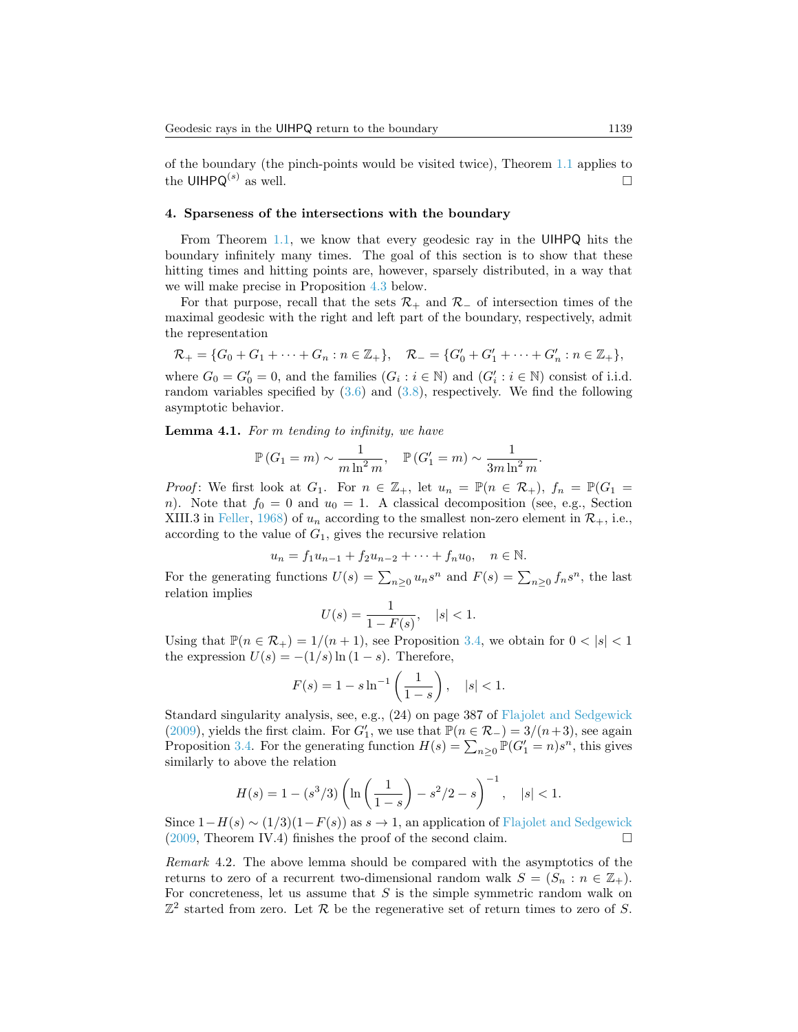of the boundary (the pinch-points would be visited twice), Theorem 1.1 applies to the $\mathsf{UIHPQ}^{(s)}$ as well. □

## 4. Sparseness of the intersections with the boundary

From Theorem 1.1, we know that every geodesic ray in the UIHPQ hits the boundary infinitely many times. The goal of this section is to show that these hitting times and hitting points are, however, sparsely distributed, in a way that we will make precise in Proposition 4.3 below.

For that purpose, recall that the sets $\mathcal{R}_+$ and $\mathcal{R}_-$ of intersection times of the maximal geodesic with the right and left part of the boundary, respectively, admit the representation

$$\mathcal{R}_+ = \{G_0 + G_1 + \cdots + G_n : n \in \mathbb{Z}_+\}, \quad \mathcal{R}_- = \{G'_0 + G'_1 + \cdots + G'_n : n \in \mathbb{Z}_+\},$$

where $G_0 = G'_0 = 0$, and the families $(G_i : i \in \mathbb{N})$ and $(G'_i : i \in \mathbb{N})$ consist of i.i.d. random variables specified by (3.6) and (3.8), respectively. We find the following asymptotic behavior.

**Lemma 4.1.** *For $m$ tending to infinity, we have*

$$\mathbb{P}\left(G_1 = m\right) \sim \frac{1}{m \ln^2 m}, \quad \mathbb{P}\left(G'_1 = m\right) \sim \frac{1}{3m \ln^2 m}.$$

*Proof*: We first look at $G_1$. For $n \in \mathbb{Z}_+$, let $u_n = \mathbb{P}(n \in \mathcal{R}_+)$, $f_n = \mathbb{P}(G_1 = n)$. Note that $f_0 = 0$ and $u_0 = 1$. A classical decomposition (see, e.g., Section XIII.3 in Feller, 1968) of $u_n$ according to the smallest non-zero element in $\mathcal{R}_+$, i.e., according to the value of $G_1$, gives the recursive relation

$$u_n = f_1 u_{n-1} + f_2 u_{n-2} + \cdots + f_n u_0, \quad n \in \mathbb{N}.$$

For the generating functions $U(s) = \sum_{n \geq 0} u_n s^n$ and $F(s) = \sum_{n \geq 0} f_n s^n$, the last relation implies

$$U(s) = \frac{1}{1 - F(s)}, \quad |s| < 1.$$

Using that $\mathbb{P}(n \in \mathcal{R}_+) = 1/(n+1)$, see Proposition 3.4, we obtain for $0 < |s| < 1$ the expression $U(s) = -(1/s)\ln(1-s)$. Therefore,

$$F(s) = 1 - s \ln^{-1}\left(\frac{1}{1-s}\right), \quad |s| < 1.$$

Standard singularity analysis, see, e.g., (24) on page 387 of Flajolet and Sedgewick (2009), yields the first claim. For $G'_1$, we use that $\mathbb{P}(n \in \mathcal{R}_-) = 3/(n+3)$, see again Proposition 3.4. For the generating function $H(s) = \sum_{n \geq 0} \mathbb{P}(G'_1 = n)s^n$, this gives similarly to above the relation

$$H(s) = 1 - (s^3/3)\left(\ln\left(\frac{1}{1-s}\right) - s^2/2 - s\right)^{-1}, \quad |s| < 1.$$

Since $1 - H(s) \sim (1/3)(1 - F(s))$ as $s \to 1$, an application of Flajolet and Sedgewick (2009, Theorem IV.4) finishes the proof of the second claim. □

*Remark* 4.2. The above lemma should be compared with the asymptotics of the returns to zero of a recurrent two-dimensional random walk $S = (S_n : n \in \mathbb{Z}_+)$. For concreteness, let us assume that $S$ is the simple symmetric random walk on $\mathbb{Z}^2$ started from zero. Let $\mathcal{R}$ be the regenerative set of return times to zero of $S$.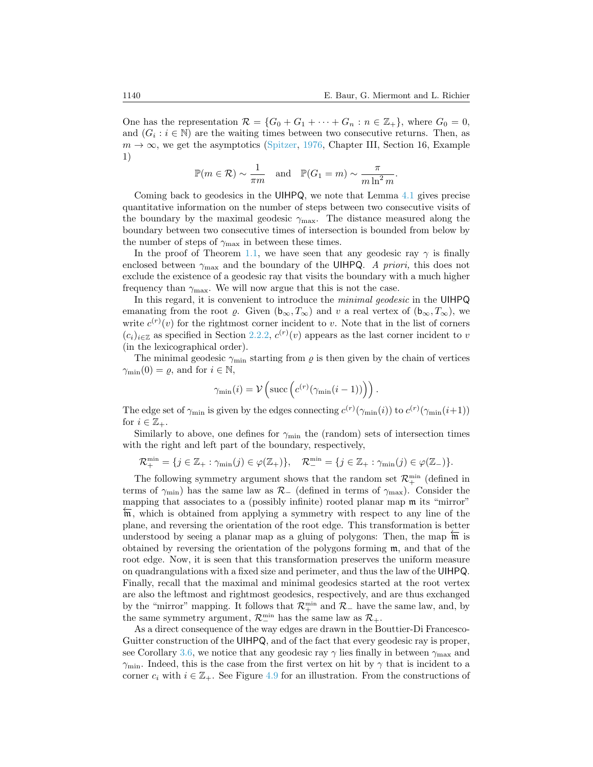One has the representation $\mathcal{R} = \{G_0 + G_1 + \cdots + G_n : n \in \mathbb{Z}_+\}$, where $G_0 = 0$, and $(G_i : i \in \mathbb{N})$ are the waiting times between two consecutive returns. Then, as $m \to \infty$, we get the asymptotics (Spitzer, 1976, Chapter III, Section 16, Example 1)

$$\mathbb{P}(m \in \mathcal{R}) \sim \frac{1}{\pi m} \quad \text{and} \quad \mathbb{P}(G_1 = m) \sim \frac{\pi}{m \ln^2 m}.$$

Coming back to geodesics in the UIHPQ, we note that Lemma 4.1 gives precise quantitative information on the number of steps between two consecutive visits of the boundary by the maximal geodesic $\gamma_{\max}$. The distance measured along the boundary between two consecutive times of intersection is bounded from below by the number of steps of $\gamma_{\max}$ in between these times.

In the proof of Theorem 1.1, we have seen that any geodesic ray $\gamma$ is finally enclosed between $\gamma_{\max}$ and the boundary of the UIHPQ. *A priori,* this does not exclude the existence of a geodesic ray that visits the boundary with a much higher frequency than $\gamma_{\max}$. We will now argue that this is not the case.

In this regard, it is convenient to introduce the *minimal geodesic* in the UIHPQ emanating from the root $\varrho$. Given $(\mathsf{b}_\infty, T_\infty)$ and $v$ a real vertex of $(\mathsf{b}_\infty, T_\infty)$, we write $c^{(r)}(v)$ for the rightmost corner incident to $v$. Note that in the list of corners $(c_i)_{i\in\mathbb{Z}}$ as specified in Section 2.2.2, $c^{(r)}(v)$ appears as the last corner incident to $v$ (in the lexicographical order).

The minimal geodesic $\gamma_{\min}$ starting from $\varrho$ is then given by the chain of vertices $\gamma_{\min}(0) = \varrho$, and for $i \in \mathbb{N}$,

$$\gamma_{\min}(i) = \mathcal{V}\left(\mathrm{succ}\left(c^{(r)}(\gamma_{\min}(i-1))\right)\right).$$

The edge set of $\gamma_{\min}$ is given by the edges connecting $c^{(r)}(\gamma_{\min}(i))$ to $c^{(r)}(\gamma_{\min}(i+1))$ for $i \in \mathbb{Z}_+$.

Similarly to above, one defines for $\gamma_{\min}$ the (random) sets of intersection times with the right and left part of the boundary, respectively,

$$\mathcal{R}_+^{\min} = \{j \in \mathbb{Z}_+ : \gamma_{\min}(j) \in \varphi(\mathbb{Z}_+)\}, \quad \mathcal{R}_-^{\min} = \{j \in \mathbb{Z}_+ : \gamma_{\min}(j) \in \varphi(\mathbb{Z}_-)\}.$$

The following symmetry argument shows that the random set $\mathcal{R}_+^{\min}$ (defined in terms of $\gamma_{\min}$) has the same law as $\mathcal{R}_-$ (defined in terms of $\gamma_{\max}$). Consider the mapping that associates to a (possibly infinite) rooted planar map $\mathfrak{m}$ its "mirror" $\overleftarrow{\mathfrak{m}}$, which is obtained from applying a symmetry with respect to any line of the plane, and reversing the orientation of the root edge. This transformation is better understood by seeing a planar map as a gluing of polygons: Then, the map $\overleftarrow{\mathfrak{m}}$ is obtained by reversing the orientation of the polygons forming $\mathfrak{m}$, and that of the root edge. Now, it is seen that this transformation preserves the uniform measure on quadrangulations with a fixed size and perimeter, and thus the law of the UIHPQ. Finally, recall that the maximal and minimal geodesics started at the root vertex are also the leftmost and rightmost geodesics, respectively, and are thus exchanged by the "mirror" mapping. It follows that $\mathcal{R}_+^{\min}$ and $\mathcal{R}_-$ have the same law, and, by the same symmetry argument, $\mathcal{R}_-^{\min}$ has the same law as $\mathcal{R}_+$.

As a direct consequence of the way edges are drawn in the Bouttier-Di Francesco-Guitter construction of the UIHPQ, and of the fact that every geodesic ray is proper, see Corollary 3.6, we notice that any geodesic ray $\gamma$ lies finally in between $\gamma_{\max}$ and $\gamma_{\min}$. Indeed, this is the case from the first vertex on hit by $\gamma$ that is incident to a corner $c_i$ with $i \in \mathbb{Z}_+$. See Figure 4.9 for an illustration. From the constructions of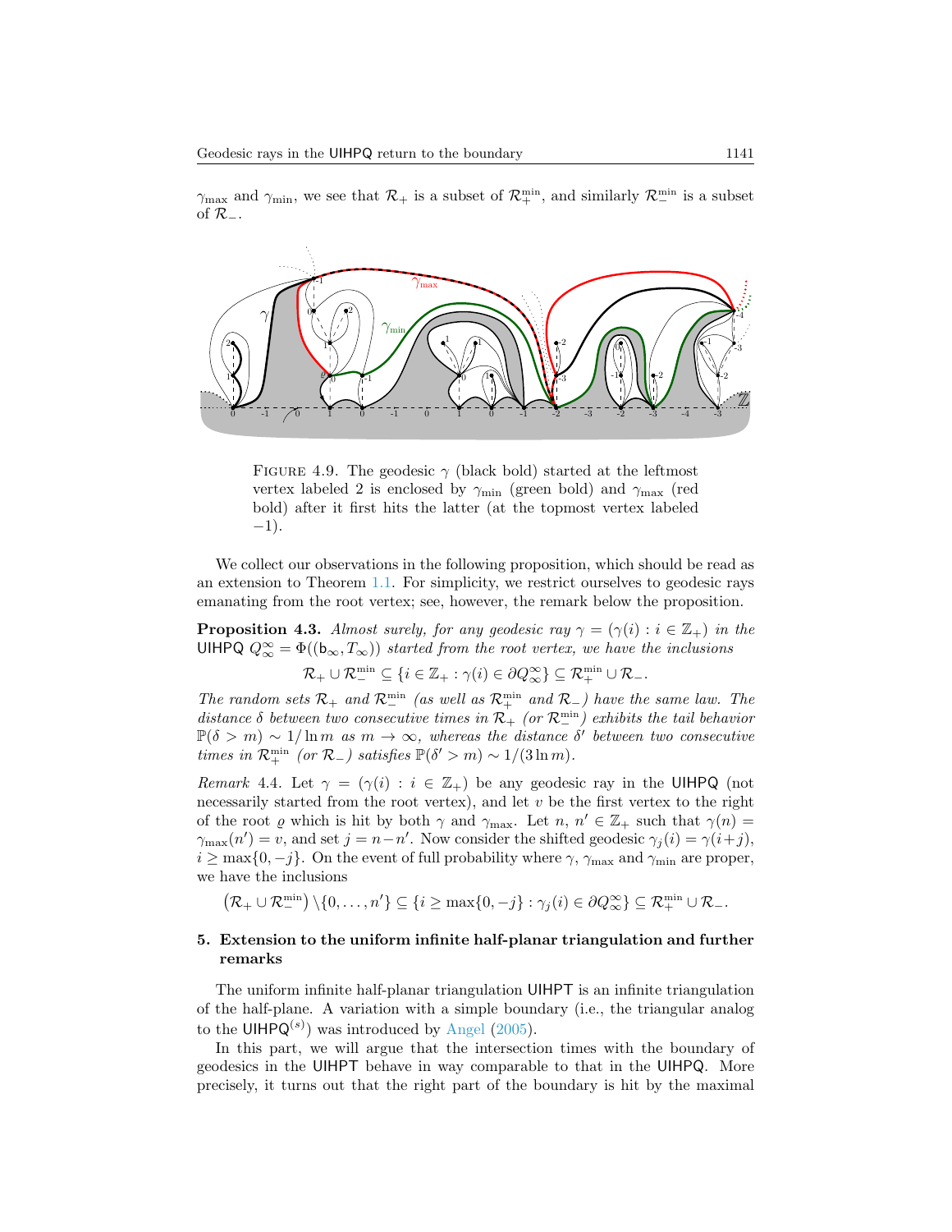$\gamma_{\max}$ and $\gamma_{\min}$, we see that $\mathcal{R}_+$ is a subset of $\mathcal{R}_+^{\min}$, and similarly $\mathcal{R}_-^{\min}$ is a subset of $\mathcal{R}_-$.

FIGURE 4.9. The geodesic $\gamma$ (black bold) started at the leftmost vertex labeled 2 is enclosed by $\gamma_{\min}$ (green bold) and $\gamma_{\max}$ (red bold) after it first hits the latter (at the topmost vertex labeled $-1$).

We collect our observations in the following proposition, which should be read as an extension to Theorem 1.1. For simplicity, we restrict ourselves to geodesic rays emanating from the root vertex; see, however, the remark below the proposition.

**Proposition 4.3.** *Almost surely, for any geodesic ray $\gamma = (\gamma(i) : i \in \mathbb{Z}_+)$ in the* UIHPQ $Q_\infty^\infty = \Phi((\mathsf{b}_\infty, T_\infty))$ *started from the root vertex, we have the inclusions*

$$\mathcal{R}_+ \cup \mathcal{R}_-^{\min} \subseteq \{i \in \mathbb{Z}_+ : \gamma(i) \in \partial Q_\infty^\infty\} \subseteq \mathcal{R}_+^{\min} \cup \mathcal{R}_-.$$

*The random sets $\mathcal{R}_+$ and $\mathcal{R}_-^{\min}$ (as well as $\mathcal{R}_+^{\min}$ and $\mathcal{R}_-$) have the same law. The distance $\delta$ between two consecutive times in $\mathcal{R}_+$ (or $\mathcal{R}_-^{\min}$) exhibits the tail behavior $\mathbb{P}(\delta > m) \sim 1/\ln m$ as $m \to \infty$, whereas the distance $\delta'$ between two consecutive times in $\mathcal{R}_+^{\min}$ (or $\mathcal{R}_-$) satisfies $\mathbb{P}(\delta' > m) \sim 1/(3 \ln m)$.*

*Remark* 4.4. Let $\gamma = (\gamma(i) : i \in \mathbb{Z}_+)$ be any geodesic ray in the UIHPQ (not necessarily started from the root vertex), and let $v$ be the first vertex to the right of the root $\varrho$ which is hit by both $\gamma$ and $\gamma_{\max}$. Let $n, n' \in \mathbb{Z}_+$ such that $\gamma(n) = \gamma_{\max}(n') = v$, and set $j = n - n'$. Now consider the shifted geodesic $\gamma_j(i) = \gamma(i+j)$, $i \geq \max\{0, -j\}$. On the event of full probability where $\gamma$, $\gamma_{\max}$ and $\gamma_{\min}$ are proper, we have the inclusions

$$\left(\mathcal{R}_+ \cup \mathcal{R}_-^{\min}\right) \setminus \{0, \dots, n'\} \subseteq \{i \geq \max\{0, -j\} : \gamma_j(i) \in \partial Q_\infty^\infty\} \subseteq \mathcal{R}_+^{\min} \cup \mathcal{R}_-.$$

## 5. Extension to the uniform infinite half-planar triangulation and further remarks

The uniform infinite half-planar triangulation UIHPT is an infinite triangulation of the half-plane. A variation with a simple boundary (i.e., the triangular analog to the $\mathsf{UIHPQ}^{(s)}$) was introduced by Angel (2005).

In this part, we will argue that the intersection times with the boundary of geodesics in the UIHPT behave in way comparable to that in the UIHPQ. More precisely, it turns out that the right part of the boundary is hit by the maximal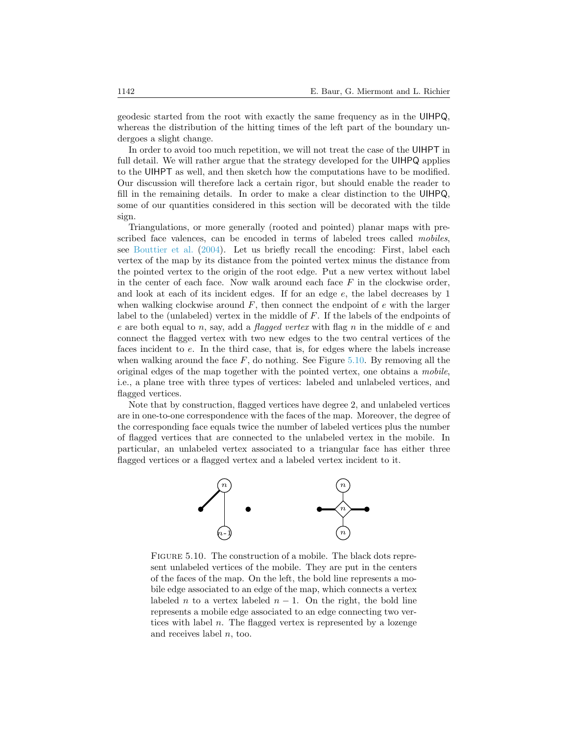geodesic started from the root with exactly the same frequency as in the UIHPQ, whereas the distribution of the hitting times of the left part of the boundary undergoes a slight change.

In order to avoid too much repetition, we will not treat the case of the UIHPT in full detail. We will rather argue that the strategy developed for the UIHPQ applies to the UIHPT as well, and then sketch how the computations have to be modified. Our discussion will therefore lack a certain rigor, but should enable the reader to fill in the remaining details. In order to make a clear distinction to the UIHPQ, some of our quantities considered in this section will be decorated with the tilde sign.

Triangulations, or more generally (rooted and pointed) planar maps with prescribed face valences, can be encoded in terms of labeled trees called *mobiles*, see Bouttier et al. (2004). Let us briefly recall the encoding: First, label each vertex of the map by its distance from the pointed vertex minus the distance from the pointed vertex to the origin of the root edge. Put a new vertex without label in the center of each face. Now walk around each face $F$ in the clockwise order, and look at each of its incident edges. If for an edge $e$, the label decreases by 1 when walking clockwise around $F$, then connect the endpoint of $e$ with the larger label to the (unlabeled) vertex in the middle of $F$. If the labels of the endpoints of $e$ are both equal to $n$, say, add a *flagged vertex* with flag $n$ in the middle of $e$ and connect the flagged vertex with two new edges to the two central vertices of the faces incident to $e$. In the third case, that is, for edges where the labels increase when walking around the face $F$, do nothing. See Figure 5.10. By removing all the original edges of the map together with the pointed vertex, one obtains a *mobile*, i.e., a plane tree with three types of vertices: labeled and unlabeled vertices, and flagged vertices.

Note that by construction, flagged vertices have degree 2, and unlabeled vertices are in one-to-one correspondence with the faces of the map. Moreover, the degree of the corresponding face equals twice the number of labeled vertices plus the number of flagged vertices that are connected to the unlabeled vertex in the mobile. In particular, an unlabeled vertex associated to a triangular face has either three flagged vertices or a flagged vertex and a labeled vertex incident to it.

FIGURE 5.10. The construction of a mobile. The black dots represent unlabeled vertices of the mobile. They are put in the centers of the faces of the map. On the left, the bold line represents a mobile edge associated to an edge of the map, which connects a vertex labeled $n$ to a vertex labeled $n-1$. On the right, the bold line represents a mobile edge associated to an edge connecting two vertices with label $n$. The flagged vertex is represented by a lozenge and receives label $n$, too.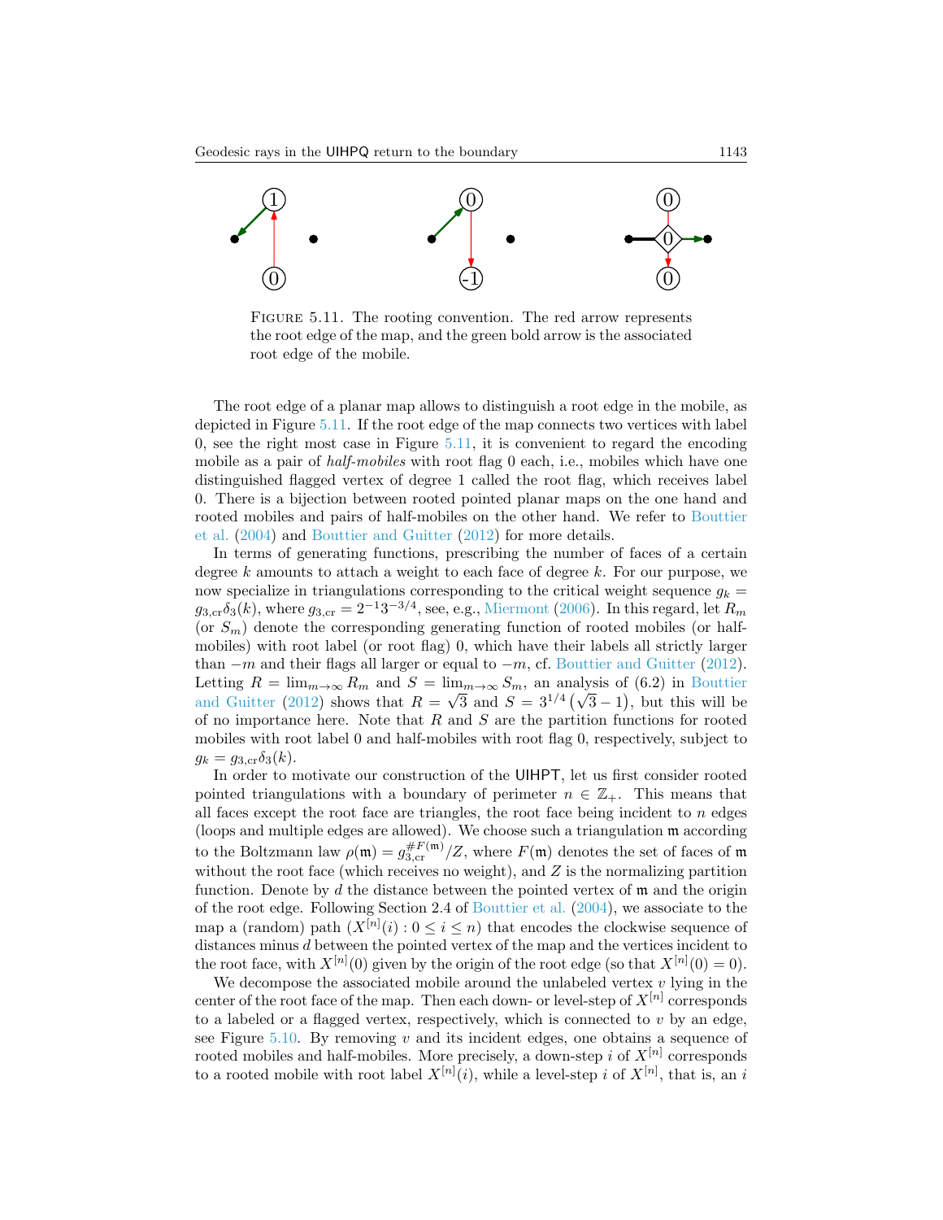FIGURE 5.11. The rooting convention. The red arrow represents the root edge of the map, and the green bold arrow is the associated root edge of the mobile.

The root edge of a planar map allows to distinguish a root edge in the mobile, as depicted in Figure 5.11. If the root edge of the map connects two vertices with label 0, see the right most case in Figure 5.11, it is convenient to regard the encoding mobile as a pair of *half-mobiles* with root flag 0 each, i.e., mobiles which have one distinguished flagged vertex of degree 1 called the root flag, which receives label 0. There is a bijection between rooted pointed planar maps on the one hand and rooted mobiles and pairs of half-mobiles on the other hand. We refer to Bouttier et al. (2004) and Bouttier and Guitter (2012) for more details.

In terms of generating functions, prescribing the number of faces of a certain degree $k$ amounts to attach a weight to each face of degree $k$. For our purpose, we now specialize in triangulations corresponding to the critical weight sequence $g_k = g_{3,\mathrm{cr}}\delta_3(k)$, where $g_{3,\mathrm{cr}} = 2^{-1}3^{-3/4}$, see, e.g., Miermont (2006). In this regard, let $R_m$ (or $S_m$) denote the corresponding generating function of rooted mobiles (or half-mobiles) with root label (or root flag) 0, which have their labels all strictly larger than $-m$ and their flags all larger or equal to $-m$, cf. Bouttier and Guitter (2012). Letting $R = \lim_{m\to\infty} R_m$ and $S = \lim_{m\to\infty} S_m$, an analysis of (6.2) in Bouttier and Guitter (2012) shows that $R = \sqrt{3}$ and $S = 3^{1/4}\left(\sqrt{3}-1\right)$, but this will be of no importance here. Note that $R$ and $S$ are the partition functions for rooted mobiles with root label 0 and half-mobiles with root flag 0, respectively, subject to $g_k = g_{3,\mathrm{cr}}\delta_3(k)$.

In order to motivate our construction of the UIHPT, let us first consider rooted pointed triangulations with a boundary of perimeter $n \in \mathbb{Z}_+$. This means that all faces except the root face are triangles, the root face being incident to $n$ edges (loops and multiple edges are allowed). We choose such a triangulation $\mathfrak{m}$ according to the Boltzmann law $\rho(\mathfrak{m}) = g_{3,\mathrm{cr}}^{\#F(\mathfrak{m})}/Z$, where $F(\mathfrak{m})$ denotes the set of faces of $\mathfrak{m}$ without the root face (which receives no weight), and $Z$ is the normalizing partition function. Denote by $d$ the distance between the pointed vertex of $\mathfrak{m}$ and the origin of the root edge. Following Section 2.4 of Bouttier et al. (2004), we associate to the map a (random) path $(X^{[n]}(i) : 0 \le i \le n)$ that encodes the clockwise sequence of distances minus $d$ between the pointed vertex of the map and the vertices incident to the root face, with $X^{[n]}(0)$ given by the origin of the root edge (so that $X^{[n]}(0) = 0$).

We decompose the associated mobile around the unlabeled vertex $v$ lying in the center of the root face of the map. Then each down- or level-step of $X^{[n]}$ corresponds to a labeled or a flagged vertex, respectively, which is connected to $v$ by an edge, see Figure 5.10. By removing $v$ and its incident edges, one obtains a sequence of rooted mobiles and half-mobiles. More precisely, a down-step $i$ of $X^{[n]}$ corresponds to a rooted mobile with root label $X^{[n]}(i)$, while a level-step $i$ of $X^{[n]}$, that is, an $i$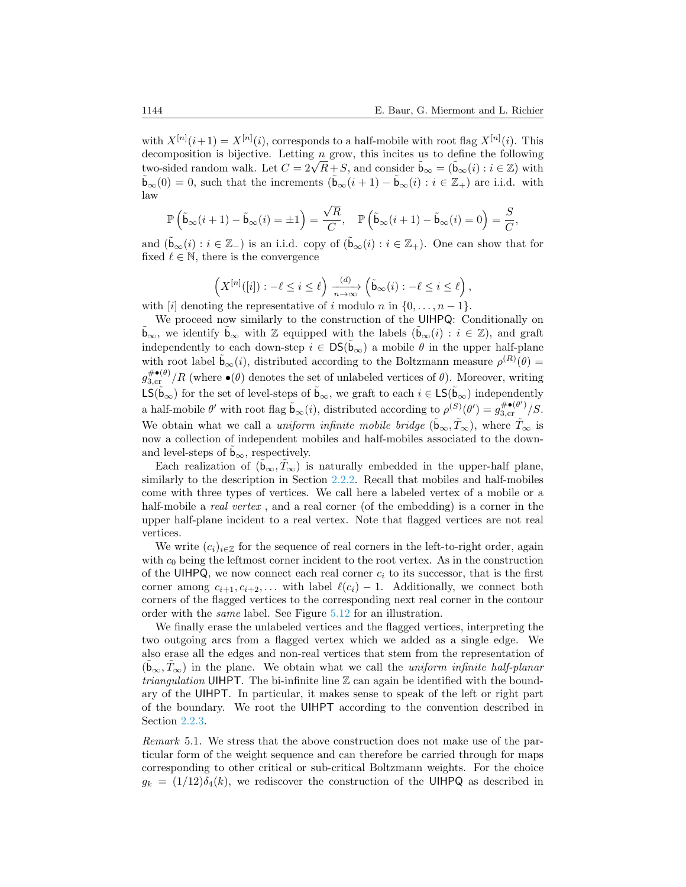with $X^{[n]}(i+1) = X^{[n]}(i)$, corresponds to a half-mobile with root flag $X^{[n]}(i)$. This decomposition is bijective. Letting $n$ grow, this incites us to define the following two-sided random walk. Let $C = 2\sqrt{R} + S$, and consider $\tilde{\mathsf{b}}_\infty = (\tilde{\mathsf{b}}_\infty(i) : i \in \mathbb{Z})$ with $\tilde{\mathsf{b}}_\infty(0) = 0$, such that the increments $(\tilde{\mathsf{b}}_\infty(i+1) - \tilde{\mathsf{b}}_\infty(i) : i \in \mathbb{Z}_+)$ are i.i.d. with law

$$\mathbb{P}\left(\tilde{\mathsf{b}}_\infty(i+1) - \tilde{\mathsf{b}}_\infty(i) = \pm 1\right) = \frac{\sqrt{R}}{C}, \quad \mathbb{P}\left(\tilde{\mathsf{b}}_\infty(i+1) - \tilde{\mathsf{b}}_\infty(i) = 0\right) = \frac{S}{C},$$

and $(\tilde{\mathsf{b}}_\infty(i) : i \in \mathbb{Z}_-)$ is an i.i.d. copy of $(\tilde{\mathsf{b}}_\infty(i) : i \in \mathbb{Z}_+)$. One can show that for fixed $\ell \in \mathbb{N}$, there is the convergence

$$\left(X^{[n]}([i]) : -\ell \leq i \leq \ell\right) \xrightarrow[n\to\infty]{(d)} \left(\tilde{\mathsf{b}}_\infty(i) : -\ell \leq i \leq \ell\right),$$

with $[i]$ denoting the representative of $i$ modulo $n$ in $\{0, \ldots, n-1\}$.

We proceed now similarly to the construction of the UIHPQ: Conditionally on $\tilde{\mathsf{b}}_\infty$, we identify $\tilde{\mathsf{b}}_\infty$ with $\mathbb{Z}$ equipped with the labels $(\tilde{\mathsf{b}}_\infty(i) : i \in \mathbb{Z})$, and graft independently to each down-step $i \in \mathsf{DS}(\tilde{\mathsf{b}}_\infty)$ a mobile $\theta$ in the upper half-plane with root label $\tilde{\mathsf{b}}_\infty(i)$, distributed according to the Boltzmann measure $\rho^{(R)}(\theta) = g_{3,\mathrm{cr}}^{\#\bullet(\theta)}/R$ (where $\bullet(\theta)$ denotes the set of unlabeled vertices of $\theta$). Moreover, writing $\mathsf{LS}(\tilde{\mathsf{b}}_\infty)$ for the set of level-steps of $\tilde{\mathsf{b}}_\infty$, we graft to each $i \in \mathsf{LS}(\tilde{\mathsf{b}}_\infty)$ independently a half-mobile $\theta'$ with root flag $\tilde{\mathsf{b}}_\infty(i)$, distributed according to $\rho^{(S)}(\theta') = g_{3,\mathrm{cr}}^{\#\bullet(\theta')}/S$. We obtain what we call a *uniform infinite mobile bridge* $(\tilde{\mathsf{b}}_\infty, \tilde{T}_\infty)$, where $\tilde{T}_\infty$ is now a collection of independent mobiles and half-mobiles associated to the down- and level-steps of $\tilde{\mathsf{b}}_\infty$, respectively.

Each realization of $(\tilde{\mathsf{b}}_\infty, \tilde{T}_\infty)$ is naturally embedded in the upper-half plane, similarly to the description in Section 2.2.2. Recall that mobiles and half-mobiles come with three types of vertices. We call here a labeled vertex of a mobile or a half-mobile a *real vertex* , and a real corner (of the embedding) is a corner in the upper half-plane incident to a real vertex. Note that flagged vertices are not real vertices.

We write $(c_i)_{i\in\mathbb{Z}}$ for the sequence of real corners in the left-to-right order, again with $c_0$ being the leftmost corner incident to the root vertex. As in the construction of the UIHPQ, we now connect each real corner $c_i$ to its successor, that is the first corner among $c_{i+1}, c_{i+2}, \ldots$ with label $\ell(c_i) - 1$. Additionally, we connect both corners of the flagged vertices to the corresponding next real corner in the contour order with the *same* label. See Figure 5.12 for an illustration.

We finally erase the unlabeled vertices and the flagged vertices, interpreting the two outgoing arcs from a flagged vertex which we added as a single edge. We also erase all the edges and non-real vertices that stem from the representation of $(\tilde{\mathsf{b}}_\infty, \tilde{T}_\infty)$ in the plane. We obtain what we call the *uniform infinite half-planar triangulation* UIHPT. The bi-infinite line $\mathbb{Z}$ can again be identified with the boundary of the UIHPT. In particular, it makes sense to speak of the left or right part of the boundary. We root the UIHPT according to the convention described in Section 2.2.3.

*Remark* 5.1. We stress that the above construction does not make use of the particular form of the weight sequence and can therefore be carried through for maps corresponding to other critical or sub-critical Boltzmann weights. For the choice $g_k = (1/12)\delta_4(k)$, we rediscover the construction of the UIHPQ as described in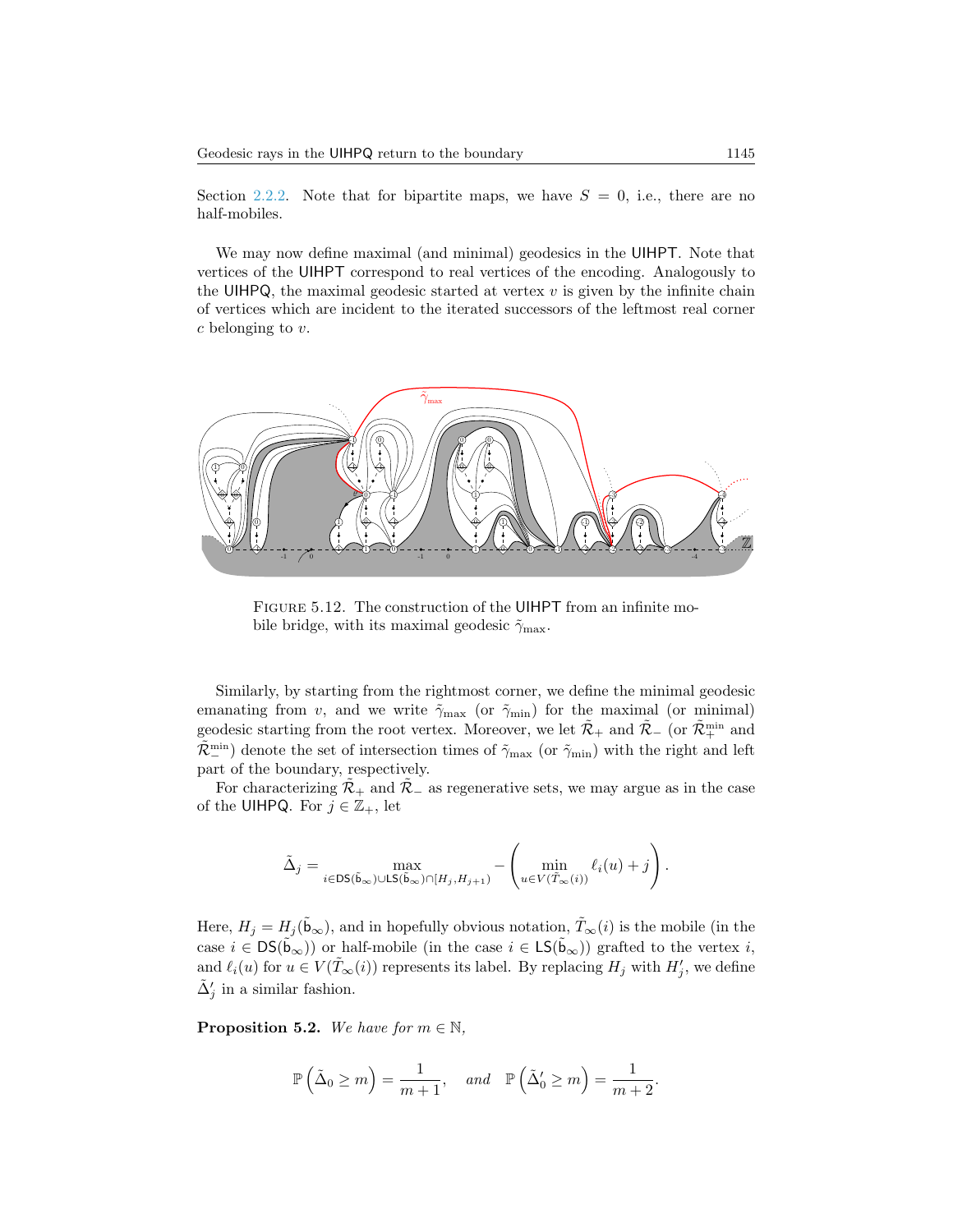Section 2.2.2. Note that for bipartite maps, we have $S = 0$, i.e., there are no half-mobiles.

We may now define maximal (and minimal) geodesics in the UIHPT. Note that vertices of the UIHPT correspond to real vertices of the encoding. Analogously to the UIHPQ, the maximal geodesic started at vertex $v$ is given by the infinite chain of vertices which are incident to the iterated successors of the leftmost real corner $c$ belonging to $v$.

FIGURE 5.12. The construction of the UIHPT from an infinite mobile bridge, with its maximal geodesic $\tilde{\gamma}_{\max}$.

Similarly, by starting from the rightmost corner, we define the minimal geodesic emanating from $v$, and we write $\tilde{\gamma}_{\max}$ (or $\tilde{\gamma}_{\min}$) for the maximal (or minimal) geodesic starting from the root vertex. Moreover, we let $\tilde{\mathcal{R}}_+$ and $\tilde{\mathcal{R}}_-$ (or $\tilde{\mathcal{R}}_+^{\min}$ and $\tilde{\mathcal{R}}_-^{\min}$) denote the set of intersection times of $\tilde{\gamma}_{\max}$ (or $\tilde{\gamma}_{\min}$) with the right and left part of the boundary, respectively.

For characterizing $\tilde{\mathcal{R}}_+$ and $\tilde{\mathcal{R}}_-$ as regenerative sets, we may argue as in the case of the UIHPQ. For $j \in \mathbb{Z}_+$, let

$$\tilde{\Delta}_j = \max_{i \in \mathsf{DS}(\tilde{\mathsf{b}}_\infty) \cup \mathsf{LS}(\tilde{\mathsf{b}}_\infty) \cap [H_j, H_{j+1})} - \left( \min_{u \in V(\tilde{T}_\infty(i))} \ell_i(u) + j \right).$$

Here, $H_j = H_j(\tilde{\mathsf{b}}_\infty)$, and in hopefully obvious notation, $\tilde{T}_\infty(i)$ is the mobile (in the case $i \in \mathsf{DS}(\tilde{\mathsf{b}}_\infty)$) or half-mobile (in the case $i \in \mathsf{LS}(\tilde{\mathsf{b}}_\infty)$) grafted to the vertex $i$, and $\ell_i(u)$ for $u \in V(\tilde{T}_\infty(i))$ represents its label. By replacing $H_j$ with $H_j'$, we define $\tilde{\Delta}_j'$ in a similar fashion.

**Proposition 5.2.** *We have for $m \in \mathbb{N}$,*

$$\mathbb{P}\left(\tilde{\Delta}_0 \geq m\right) = \frac{1}{m+1}, \quad \text{and} \quad \mathbb{P}\left(\tilde{\Delta}_0' \geq m\right) = \frac{1}{m+2}.$$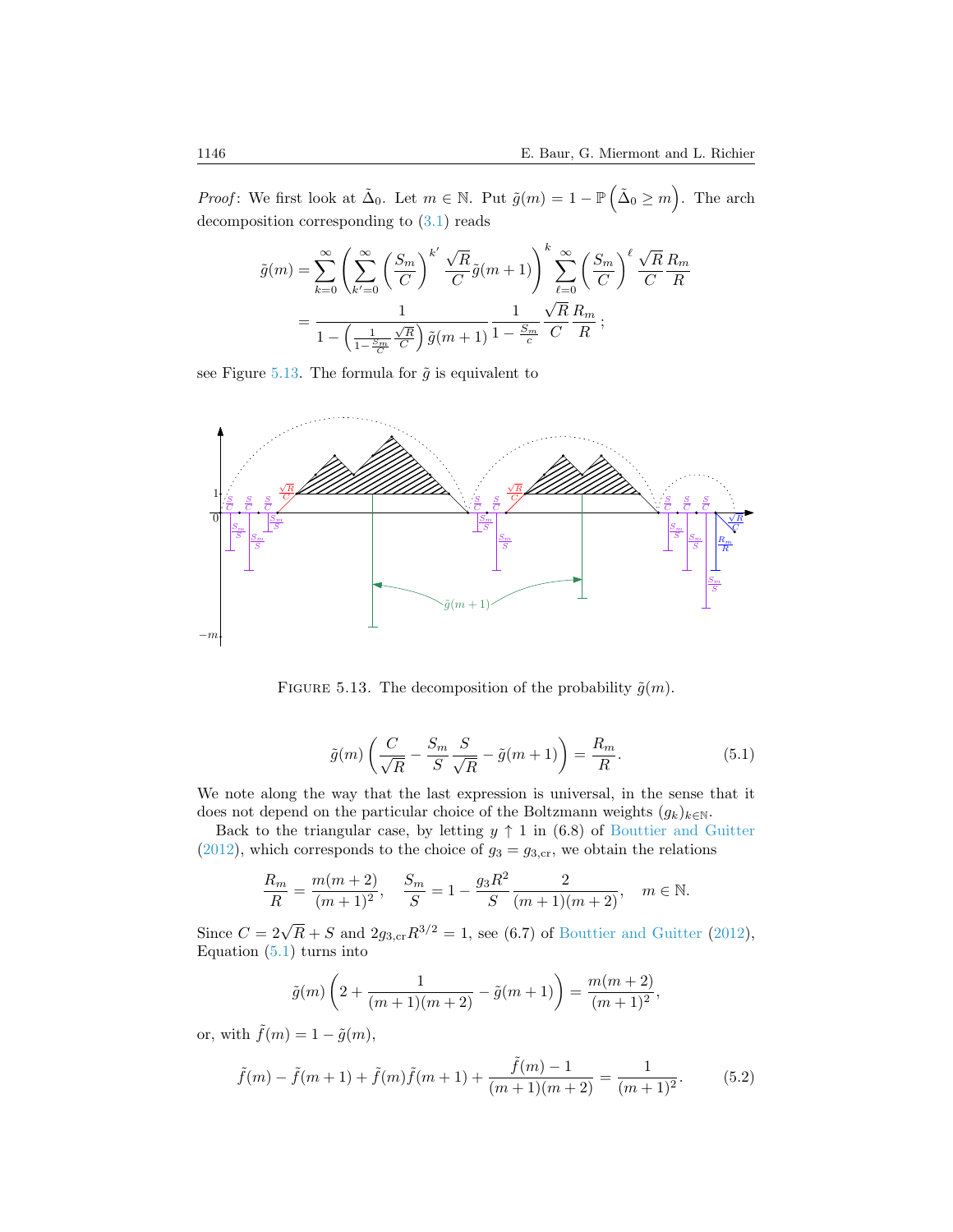*Proof*: We first look at $\tilde{\Delta}_0$. Let $m \in \mathbb{N}$. Put $\tilde{g}(m) = 1 - \mathbb{P}\left(\tilde{\Delta}_0 \geq m\right)$. The arch decomposition corresponding to (3.1) reads

$$\begin{aligned}\tilde{g}(m) &= \sum_{k=0}^{\infty}\left(\sum_{k'=0}^{\infty}\left(\frac{S_m}{C}\right)^{k'}\frac{\sqrt{R}}{C}\tilde{g}(m+1)\right)^k \sum_{\ell=0}^{\infty}\left(\frac{S_m}{C}\right)^{\ell}\frac{\sqrt{R}}{C}\frac{R_m}{R} \\ &= \frac{1}{1-\left(\frac{1}{1-\frac{S_m}{C}}\frac{\sqrt{R}}{C}\right)\tilde{g}(m+1)}\frac{1}{1-\frac{S_m}{c}}\frac{\sqrt{R}}{C}\frac{R_m}{R}\,;\end{aligned}$$

see Figure 5.13. The formula for $\tilde{g}$ is equivalent to

FIGURE 5.13. The decomposition of the probability $\tilde{g}(m)$.

$$\tilde{g}(m)\left(\frac{C}{\sqrt{R}} - \frac{S_m}{S}\frac{S}{\sqrt{R}} - \tilde{g}(m+1)\right) = \frac{R_m}{R}. \tag{5.1}$$

We note along the way that the last expression is universal, in the sense that it does not depend on the particular choice of the Boltzmann weights $(g_k)_{k\in\mathbb{N}}$.

Back to the triangular case, by letting $y \uparrow 1$ in (6.8) of Bouttier and Guitter (2012), which corresponds to the choice of $g_3 = g_{3,\mathrm{cr}}$, we obtain the relations

$$\frac{R_m}{R} = \frac{m(m+2)}{(m+1)^2}, \quad \frac{S_m}{S} = 1 - \frac{g_3 R^2}{S}\frac{2}{(m+1)(m+2)}, \quad m \in \mathbb{N}.$$

Since $C = 2\sqrt{R} + S$ and $2g_{3,\mathrm{cr}}R^{3/2} = 1$, see (6.7) of Bouttier and Guitter (2012), Equation (5.1) turns into

$$\tilde{g}(m)\left(2 + \frac{1}{(m+1)(m+2)} - \tilde{g}(m+1)\right) = \frac{m(m+2)}{(m+1)^2},$$

or, with $\tilde{f}(m) = 1 - \tilde{g}(m)$,

$$\tilde{f}(m) - \tilde{f}(m+1) + \tilde{f}(m)\tilde{f}(m+1) + \frac{\tilde{f}(m)-1}{(m+1)(m+2)} = \frac{1}{(m+1)^2}. \tag{5.2}$$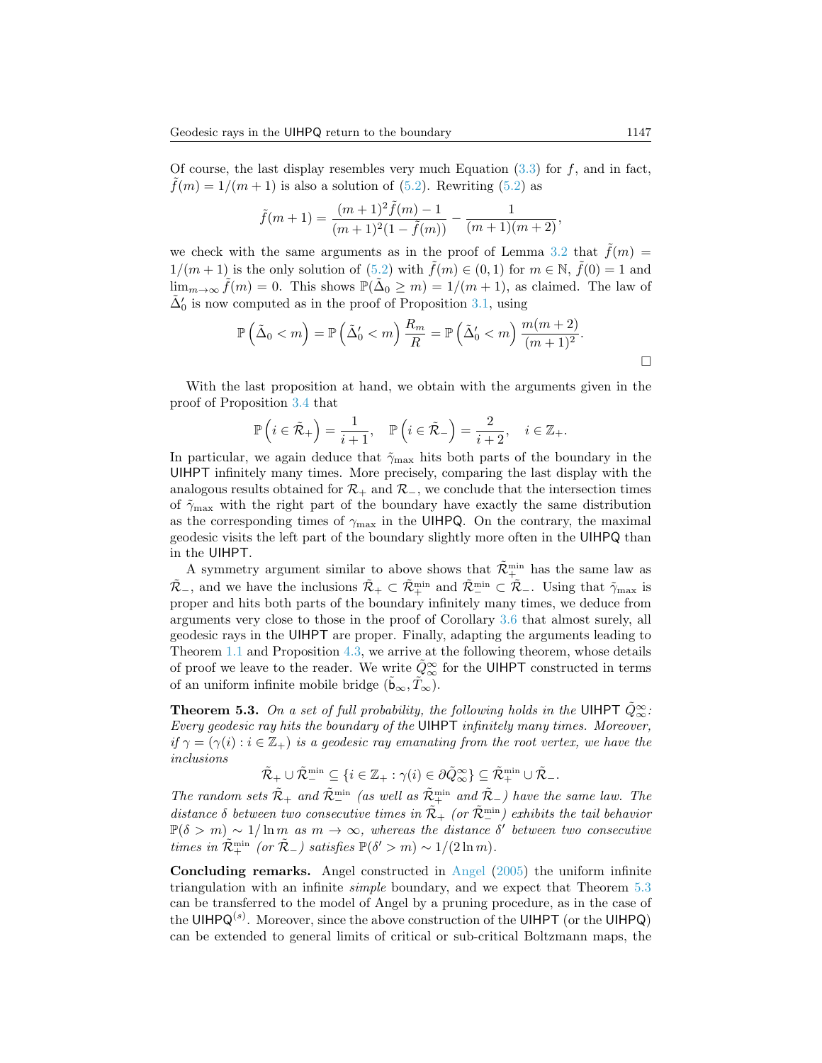Of course, the last display resembles very much Equation (3.3) for $f$, and in fact, $\tilde{f}(m) = 1/(m+1)$ is also a solution of (5.2). Rewriting (5.2) as

$$\tilde{f}(m+1) = \frac{(m+1)^2 \tilde{f}(m) - 1}{(m+1)^2(1-\tilde{f}(m))} - \frac{1}{(m+1)(m+2)},$$

we check with the same arguments as in the proof of Lemma 3.2 that $\tilde{f}(m) = 1/(m+1)$ is the only solution of (5.2) with $\tilde{f}(m) \in (0,1)$ for $m \in \mathbb{N}$, $\tilde{f}(0) = 1$ and $\lim_{m\to\infty} \tilde{f}(m) = 0$. This shows $\mathbb{P}(\tilde{\Delta}_0 \geq m) = 1/(m+1)$, as claimed. The law of $\tilde{\Delta}_0'$ is now computed as in the proof of Proposition 3.1, using

$$\mathbb{P}\left(\tilde{\Delta}_0 < m\right) = \mathbb{P}\left(\tilde{\Delta}_0' < m\right) \frac{R_m}{R} = \mathbb{P}\left(\tilde{\Delta}_0' < m\right) \frac{m(m+2)}{(m+1)^2}.$$

□

With the last proposition at hand, we obtain with the arguments given in the proof of Proposition 3.4 that

$$\mathbb{P}\left(i \in \tilde{\mathcal{R}}_+\right) = \frac{1}{i+1}, \quad \mathbb{P}\left(i \in \tilde{\mathcal{R}}_-\right) = \frac{2}{i+2}, \quad i \in \mathbb{Z}_+.$$

In particular, we again deduce that $\tilde{\gamma}_{\max}$ hits both parts of the boundary in the UIHPT infinitely many times. More precisely, comparing the last display with the analogous results obtained for $\mathcal{R}_+$ and $\mathcal{R}_-$, we conclude that the intersection times of $\tilde{\gamma}_{\max}$ with the right part of the boundary have exactly the same distribution as the corresponding times of $\gamma_{\max}$ in the UIHPQ. On the contrary, the maximal geodesic visits the left part of the boundary slightly more often in the UIHPQ than in the UIHPT.

A symmetry argument similar to above shows that $\tilde{\mathcal{R}}_+^{\min}$ has the same law as $\tilde{\mathcal{R}}_-$, and we have the inclusions $\tilde{\mathcal{R}}_+ \subset \tilde{\mathcal{R}}_+^{\min}$ and $\tilde{\mathcal{R}}_-^{\min} \subset \tilde{\mathcal{R}}_-$. Using that $\tilde{\gamma}_{\max}$ is proper and hits both parts of the boundary infinitely many times, we deduce from arguments very close to those in the proof of Corollary 3.6 that almost surely, all geodesic rays in the UIHPT are proper. Finally, adapting the arguments leading to Theorem 1.1 and Proposition 4.3, we arrive at the following theorem, whose details of proof we leave to the reader. We write $\tilde{Q}_\infty^\infty$ for the UIHPT constructed in terms of an uniform infinite mobile bridge $(\tilde{\mathsf{b}}_\infty, \tilde{T}_\infty)$.

**Theorem 5.3.** *On a set of full probability, the following holds in the UIHPT $\tilde{Q}_\infty^\infty$: Every geodesic ray hits the boundary of the UIHPT infinitely many times. Moreover, if $\gamma = (\gamma(i) : i \in \mathbb{Z}_+)$ is a geodesic ray emanating from the root vertex, we have the inclusions*

$$\tilde{\mathcal{R}}_+ \cup \tilde{\mathcal{R}}_-^{\min} \subseteq \{i \in \mathbb{Z}_+ : \gamma(i) \in \partial \tilde{Q}_\infty^\infty\} \subseteq \tilde{\mathcal{R}}_+^{\min} \cup \tilde{\mathcal{R}}_-.$$

*The random sets $\tilde{\mathcal{R}}_+$ and $\tilde{\mathcal{R}}_-^{\min}$ (as well as $\tilde{\mathcal{R}}_+^{\min}$ and $\tilde{\mathcal{R}}_-$) have the same law. The distance $\delta$ between two consecutive times in $\tilde{\mathcal{R}}_+$ (or $\tilde{\mathcal{R}}_-^{\min}$) exhibits the tail behavior $\mathbb{P}(\delta > m) \sim 1/\ln m$ as $m \to \infty$, whereas the distance $\delta'$ between two consecutive times in $\tilde{\mathcal{R}}_+^{\min}$ (or $\tilde{\mathcal{R}}_-$) satisfies $\mathbb{P}(\delta' > m) \sim 1/(2\ln m)$.*

**Concluding remarks.** Angel constructed in Angel (2005) the uniform infinite triangulation with an infinite *simple* boundary, and we expect that Theorem 5.3 can be transferred to the model of Angel by a pruning procedure, as in the case of the UIHPQ$^{(s)}$. Moreover, since the above construction of the UIHPT (or the UIHPQ) can be extended to general limits of critical or sub-critical Boltzmann maps, the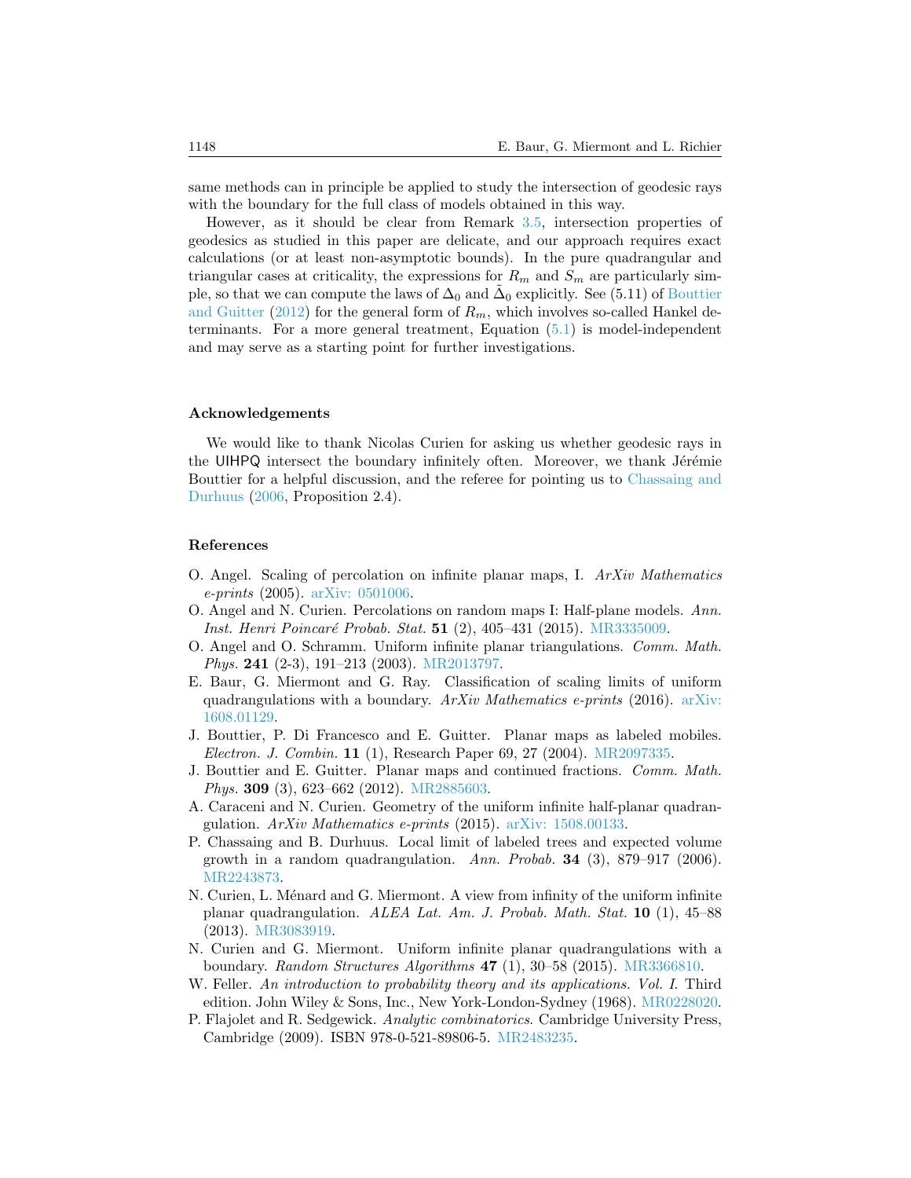same methods can in principle be applied to study the intersection of geodesic rays with the boundary for the full class of models obtained in this way.

However, as it should be clear from Remark 3.5, intersection properties of geodesics as studied in this paper are delicate, and our approach requires exact calculations (or at least non-asymptotic bounds). In the pure quadrangular and triangular cases at criticality, the expressions for $R_m$ and $S_m$ are particularly simple, so that we can compute the laws of $\Delta_0$ and $\tilde{\Delta}_0$ explicitly. See (5.11) of Bouttier and Guitter (2012) for the general form of $R_m$, which involves so-called Hankel determinants. For a more general treatment, Equation (5.1) is model-independent and may serve as a starting point for further investigations.

## Acknowledgements

We would like to thank Nicolas Curien for asking us whether geodesic rays in the UIHPQ intersect the boundary infinitely often. Moreover, we thank Jérémie Bouttier for a helpful discussion, and the referee for pointing us to Chassaing and Durhuus (2006, Proposition 2.4).

## References

O. Angel. Scaling of percolation on infinite planar maps, I. *ArXiv Mathematics e-prints* (2005). arXiv: 0501006.

O. Angel and N. Curien. Percolations on random maps I: Half-plane models. *Ann. Inst. Henri Poincaré Probab. Stat.* **51** (2), 405–431 (2015). MR3335009.

O. Angel and O. Schramm. Uniform infinite planar triangulations. *Comm. Math. Phys.* **241** (2-3), 191–213 (2003). MR2013797.

E. Baur, G. Miermont and G. Ray. Classification of scaling limits of uniform quadrangulations with a boundary. *ArXiv Mathematics e-prints* (2016). arXiv: 1608.01129.

J. Bouttier, P. Di Francesco and E. Guitter. Planar maps as labeled mobiles. *Electron. J. Combin.* **11** (1), Research Paper 69, 27 (2004). MR2097335.

J. Bouttier and E. Guitter. Planar maps and continued fractions. *Comm. Math. Phys.* **309** (3), 623–662 (2012). MR2885603.

A. Caraceni and N. Curien. Geometry of the uniform infinite half-planar quadrangulation. *ArXiv Mathematics e-prints* (2015). arXiv: 1508.00133.

P. Chassaing and B. Durhuus. Local limit of labeled trees and expected volume growth in a random quadrangulation. *Ann. Probab.* **34** (3), 879–917 (2006). MR2243873.

N. Curien, L. Ménard and G. Miermont. A view from infinity of the uniform infinite planar quadrangulation. *ALEA Lat. Am. J. Probab. Math. Stat.* **10** (1), 45–88 (2013). MR3083919.

N. Curien and G. Miermont. Uniform infinite planar quadrangulations with a boundary. *Random Structures Algorithms* **47** (1), 30–58 (2015). MR3366810.

W. Feller. *An introduction to probability theory and its applications. Vol. I.* Third edition. John Wiley & Sons, Inc., New York-London-Sydney (1968). MR0228020.

P. Flajolet and R. Sedgewick. *Analytic combinatorics.* Cambridge University Press, Cambridge (2009). ISBN 978-0-521-89806-5. MR2483235.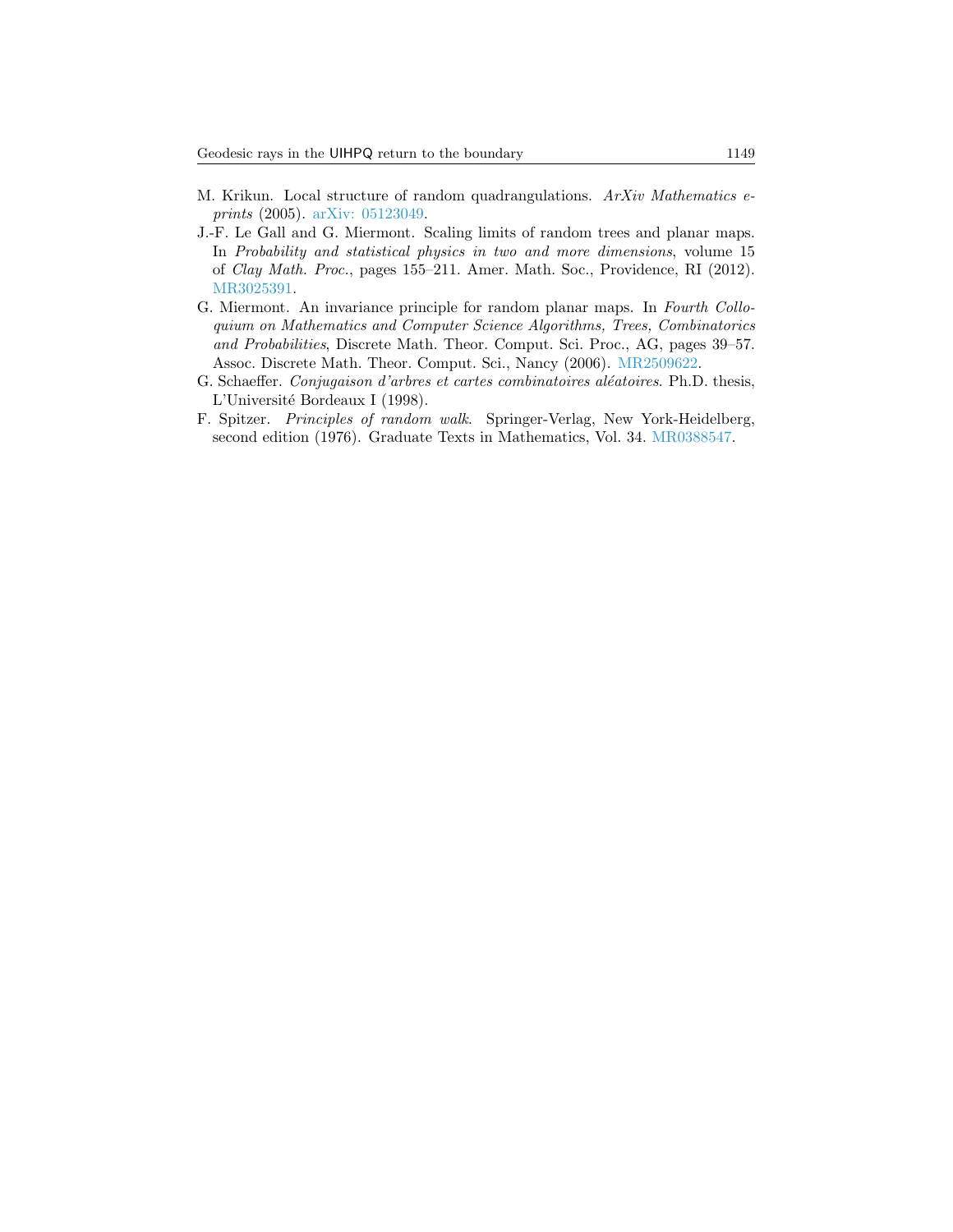M. Krikun. Local structure of random quadrangulations. *ArXiv Mathematics e-prints* (2005). arXiv: 05123049.

J.-F. Le Gall and G. Miermont. Scaling limits of random trees and planar maps. In *Probability and statistical physics in two and more dimensions*, volume 15 of *Clay Math. Proc.*, pages 155–211. Amer. Math. Soc., Providence, RI (2012). MR3025391.

G. Miermont. An invariance principle for random planar maps. In *Fourth Colloquium on Mathematics and Computer Science Algorithms, Trees, Combinatorics and Probabilities*, Discrete Math. Theor. Comput. Sci. Proc., AG, pages 39–57. Assoc. Discrete Math. Theor. Comput. Sci., Nancy (2006). MR2509622.

G. Schaeffer. *Conjugaison d'arbres et cartes combinatoires aléatoires*. Ph.D. thesis, L'Université Bordeaux I (1998).

F. Spitzer. *Principles of random walk*. Springer-Verlag, New York-Heidelberg, second edition (1976). Graduate Texts in Mathematics, Vol. 34. MR0388547.